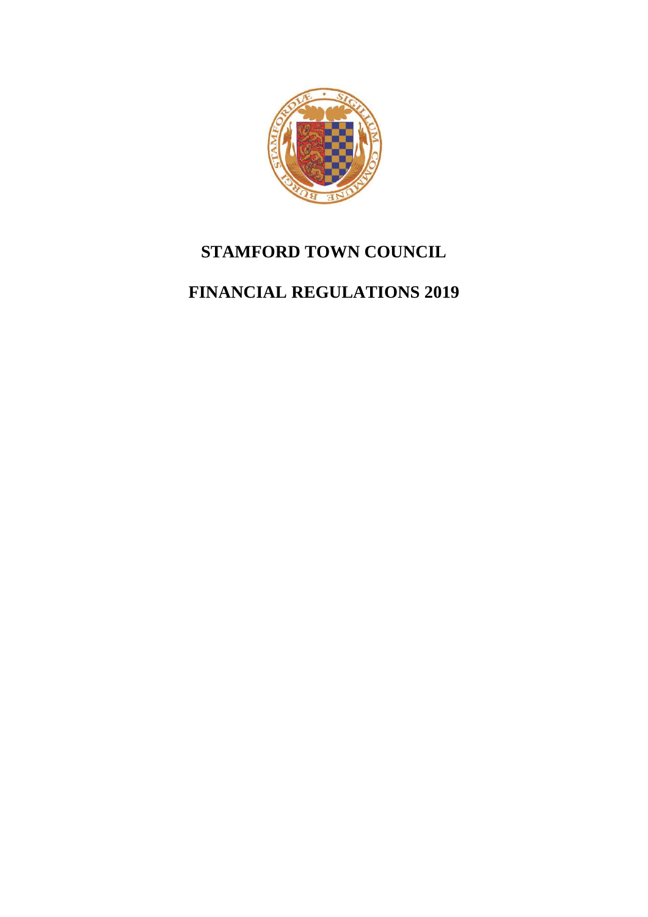# STAMFORD TOWN COUNCIL

# FINANCIAL REGULATIONS 2019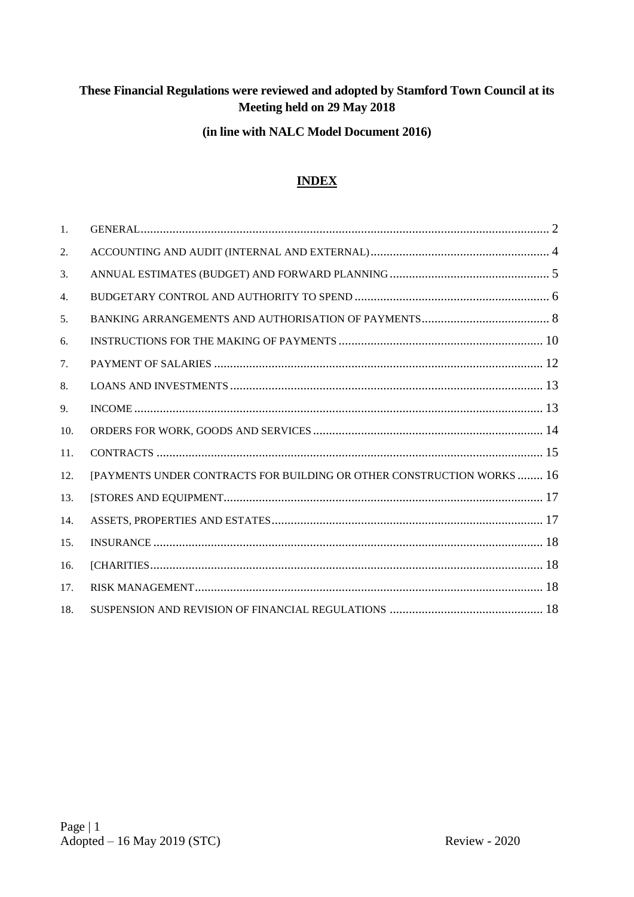**These Financial Regulations were reviewed and adopted by Stamford Town Council at its Meeting held on 29 May 2018**

**(in line with NALC Model Document 2016)**

## INDEX

| | | |
|---|---|---|
| 1. | GENERAL | 2 |
| 2. | ACCOUNTING AND AUDIT (INTERNAL AND EXTERNAL) | 4 |
| 3. | ANNUAL ESTIMATES (BUDGET) AND FORWARD PLANNING | 5 |
| 4. | BUDGETARY CONTROL AND AUTHORITY TO SPEND | 6 |
| 5. | BANKING ARRANGEMENTS AND AUTHORISATION OF PAYMENTS | 8 |
| 6. | INSTRUCTIONS FOR THE MAKING OF PAYMENTS | 10 |
| 7. | PAYMENT OF SALARIES | 12 |
| 8. | LOANS AND INVESTMENTS | 13 |
| 9. | INCOME | 13 |
| 10. | ORDERS FOR WORK, GOODS AND SERVICES | 14 |
| 11. | CONTRACTS | 15 |
| 12. | [PAYMENTS UNDER CONTRACTS FOR BUILDING OR OTHER CONSTRUCTION WORKS | 16 |
| 13. | [STORES AND EQUIPMENT | 17 |
| 14. | ASSETS, PROPERTIES AND ESTATES | 17 |
| 15. | INSURANCE | 18 |
| 16. | [CHARITIES | 18 |
| 17. | RISK MANAGEMENT | 18 |
| 18. | SUSPENSION AND REVISION OF FINANCIAL REGULATIONS | 18 |

Adopted – 16 May 2019 (STC) Review - 2020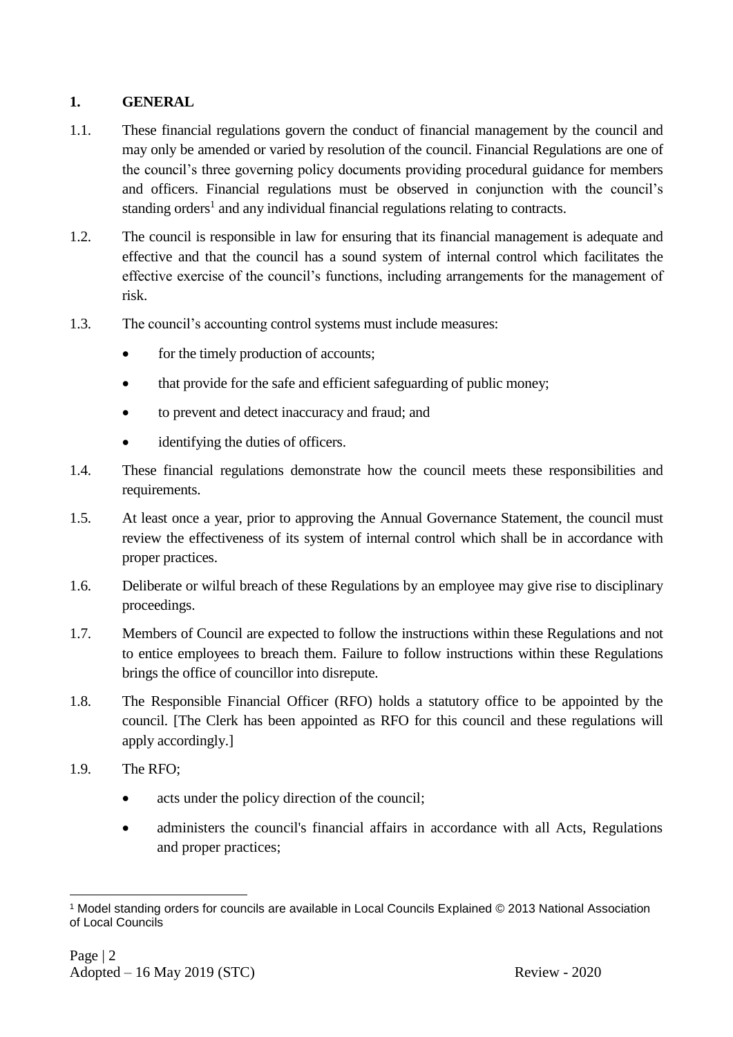## 1. GENERAL

1.1. These financial regulations govern the conduct of financial management by the council and may only be amended or varied by resolution of the council. Financial Regulations are one of the council's three governing policy documents providing procedural guidance for members and officers. Financial regulations must be observed in conjunction with the council's standing orders[1] and any individual financial regulations relating to contracts.

1.2. The council is responsible in law for ensuring that its financial management is adequate and effective and that the council has a sound system of internal control which facilitates the effective exercise of the council's functions, including arrangements for the management of risk.

1.3. The council's accounting control systems must include measures:

- for the timely production of accounts;
- that provide for the safe and efficient safeguarding of public money;
- to prevent and detect inaccuracy and fraud; and
- identifying the duties of officers.

1.4. These financial regulations demonstrate how the council meets these responsibilities and requirements.

1.5. At least once a year, prior to approving the Annual Governance Statement, the council must review the effectiveness of its system of internal control which shall be in accordance with proper practices.

1.6. Deliberate or wilful breach of these Regulations by an employee may give rise to disciplinary proceedings.

1.7. Members of Council are expected to follow the instructions within these Regulations and not to entice employees to breach them. Failure to follow instructions within these Regulations brings the office of councillor into disrepute.

1.8. The Responsible Financial Officer (RFO) holds a statutory office to be appointed by the council. [The Clerk has been appointed as RFO for this council and these regulations will apply accordingly.]

1.9. The RFO;

- acts under the policy direction of the council;
- administers the council's financial affairs in accordance with all Acts, Regulations and proper practices;

---

[1] Model standing orders for councils are available in Local Councils Explained © 2013 National Association of Local Councils

Adopted – 16 May 2019 (STC) Review - 2020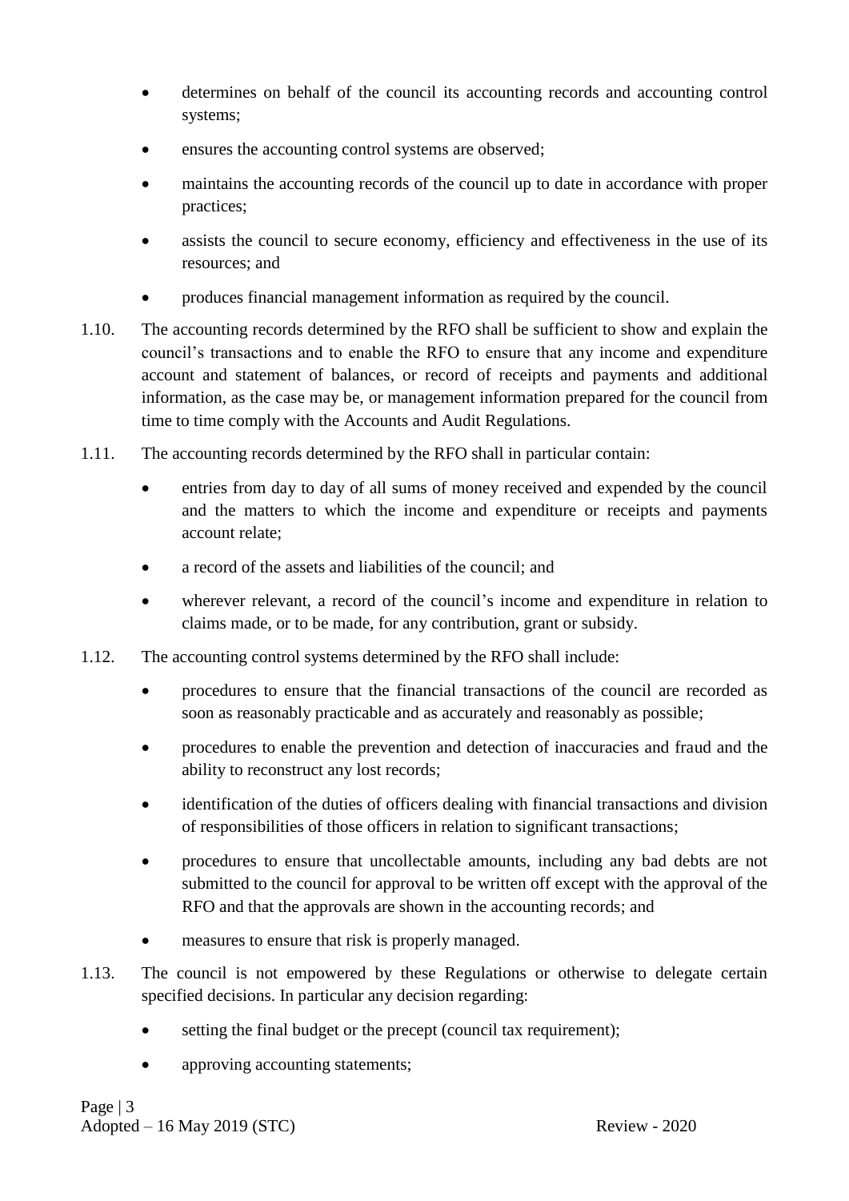- determines on behalf of the council its accounting records and accounting control systems;
- ensures the accounting control systems are observed;
- maintains the accounting records of the council up to date in accordance with proper practices;
- assists the council to secure economy, efficiency and effectiveness in the use of its resources; and
- produces financial management information as required by the council.

1.10. The accounting records determined by the RFO shall be sufficient to show and explain the council's transactions and to enable the RFO to ensure that any income and expenditure account and statement of balances, or record of receipts and payments and additional information, as the case may be, or management information prepared for the council from time to time comply with the Accounts and Audit Regulations.

1.11. The accounting records determined by the RFO shall in particular contain:

- entries from day to day of all sums of money received and expended by the council and the matters to which the income and expenditure or receipts and payments account relate;
- a record of the assets and liabilities of the council; and
- wherever relevant, a record of the council's income and expenditure in relation to claims made, or to be made, for any contribution, grant or subsidy.

1.12. The accounting control systems determined by the RFO shall include:

- procedures to ensure that the financial transactions of the council are recorded as soon as reasonably practicable and as accurately and reasonably as possible;
- procedures to enable the prevention and detection of inaccuracies and fraud and the ability to reconstruct any lost records;
- identification of the duties of officers dealing with financial transactions and division of responsibilities of those officers in relation to significant transactions;
- procedures to ensure that uncollectable amounts, including any bad debts are not submitted to the council for approval to be written off except with the approval of the RFO and that the approvals are shown in the accounting records; and
- measures to ensure that risk is properly managed.

1.13. The council is not empowered by these Regulations or otherwise to delegate certain specified decisions. In particular any decision regarding:

- setting the final budget or the precept (council tax requirement);
- approving accounting statements;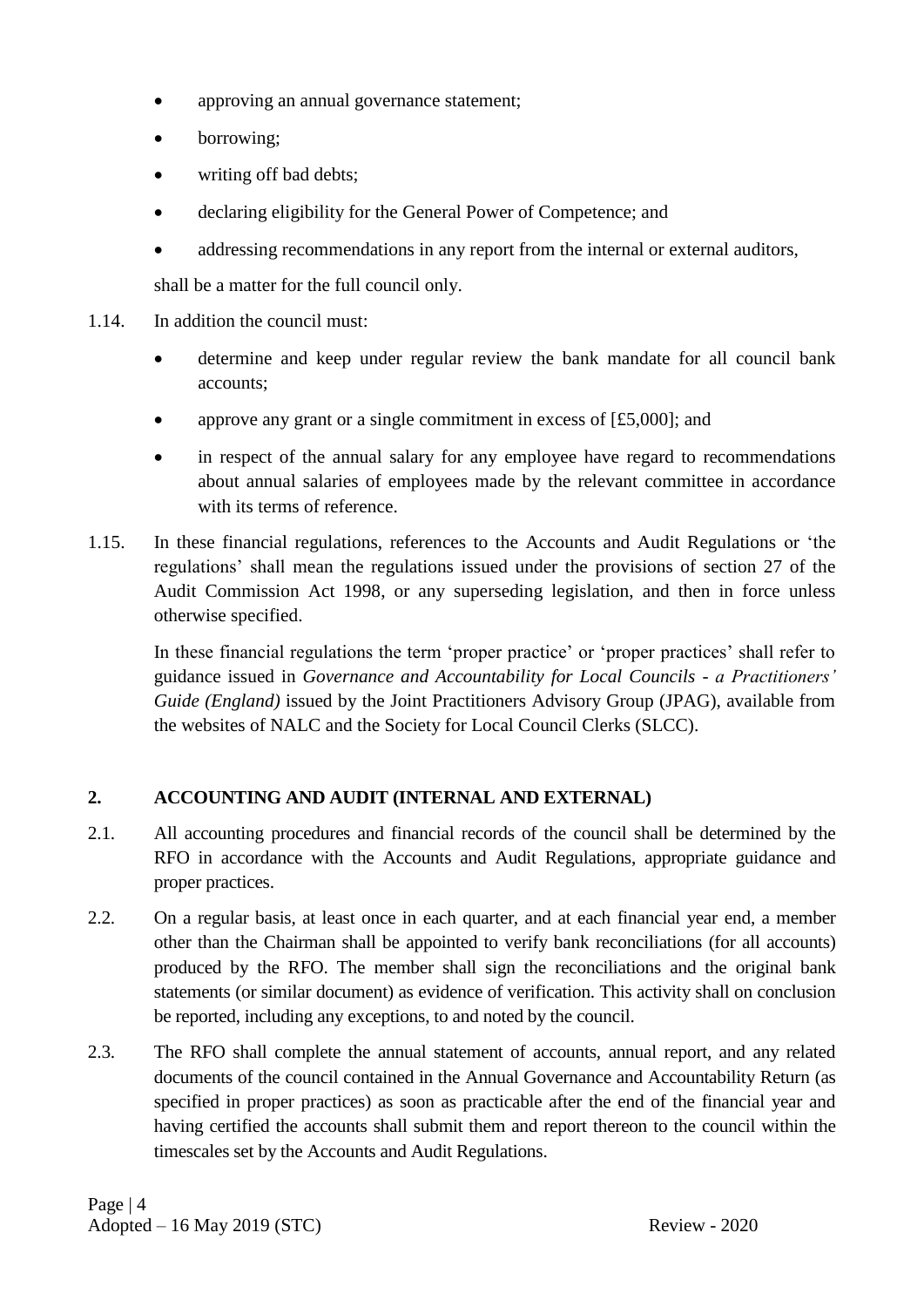- approving an annual governance statement;
- borrowing;
- writing off bad debts;
- declaring eligibility for the General Power of Competence; and
- addressing recommendations in any report from the internal or external auditors,

shall be a matter for the full council only.

1.14. In addition the council must:

- determine and keep under regular review the bank mandate for all council bank accounts;
- approve any grant or a single commitment in excess of [£5,000]; and
- in respect of the annual salary for any employee have regard to recommendations about annual salaries of employees made by the relevant committee in accordance with its terms of reference.

1.15. In these financial regulations, references to the Accounts and Audit Regulations or 'the regulations' shall mean the regulations issued under the provisions of section 27 of the Audit Commission Act 1998, or any superseding legislation, and then in force unless otherwise specified.

In these financial regulations the term 'proper practice' or 'proper practices' shall refer to guidance issued in *Governance and Accountability for Local Councils - a Practitioners' Guide (England)* issued by the Joint Practitioners Advisory Group (JPAG), available from the websites of NALC and the Society for Local Council Clerks (SLCC).

## 2. ACCOUNTING AND AUDIT (INTERNAL AND EXTERNAL)

2.1. All accounting procedures and financial records of the council shall be determined by the RFO in accordance with the Accounts and Audit Regulations, appropriate guidance and proper practices.

2.2. On a regular basis, at least once in each quarter, and at each financial year end, a member other than the Chairman shall be appointed to verify bank reconciliations (for all accounts) produced by the RFO. The member shall sign the reconciliations and the original bank statements (or similar document) as evidence of verification. This activity shall on conclusion be reported, including any exceptions, to and noted by the council.

2.3. The RFO shall complete the annual statement of accounts, annual report, and any related documents of the council contained in the Annual Governance and Accountability Return (as specified in proper practices) as soon as practicable after the end of the financial year and having certified the accounts shall submit them and report thereon to the council within the timescales set by the Accounts and Audit Regulations.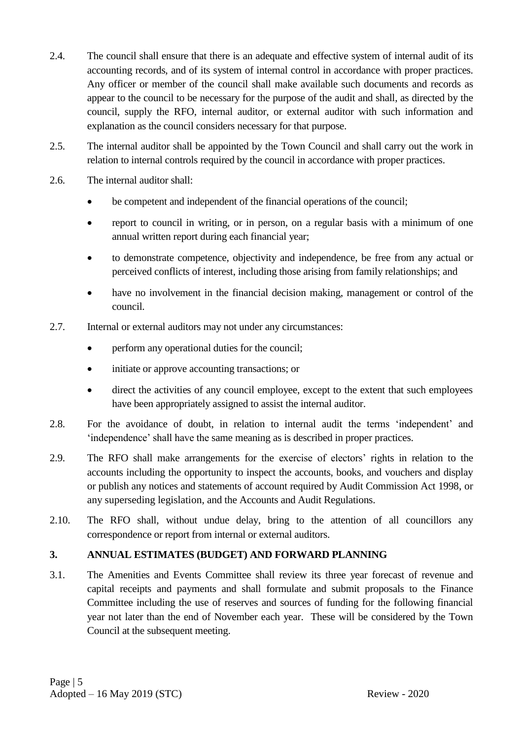2.4. The council shall ensure that there is an adequate and effective system of internal audit of its accounting records, and of its system of internal control in accordance with proper practices. Any officer or member of the council shall make available such documents and records as appear to the council to be necessary for the purpose of the audit and shall, as directed by the council, supply the RFO, internal auditor, or external auditor with such information and explanation as the council considers necessary for that purpose.

2.5. The internal auditor shall be appointed by the Town Council and shall carry out the work in relation to internal controls required by the council in accordance with proper practices.

2.6. The internal auditor shall:

- be competent and independent of the financial operations of the council;
- report to council in writing, or in person, on a regular basis with a minimum of one annual written report during each financial year;
- to demonstrate competence, objectivity and independence, be free from any actual or perceived conflicts of interest, including those arising from family relationships; and
- have no involvement in the financial decision making, management or control of the council.

2.7. Internal or external auditors may not under any circumstances:

- perform any operational duties for the council;
- initiate or approve accounting transactions; or
- direct the activities of any council employee, except to the extent that such employees have been appropriately assigned to assist the internal auditor.

2.8. For the avoidance of doubt, in relation to internal audit the terms 'independent' and 'independence' shall have the same meaning as is described in proper practices.

2.9. The RFO shall make arrangements for the exercise of electors' rights in relation to the accounts including the opportunity to inspect the accounts, books, and vouchers and display or publish any notices and statements of account required by Audit Commission Act 1998, or any superseding legislation, and the Accounts and Audit Regulations.

2.10. The RFO shall, without undue delay, bring to the attention of all councillors any correspondence or report from internal or external auditors.

## 3. ANNUAL ESTIMATES (BUDGET) AND FORWARD PLANNING

3.1. The Amenities and Events Committee shall review its three year forecast of revenue and capital receipts and payments and shall formulate and submit proposals to the Finance Committee including the use of reserves and sources of funding for the following financial year not later than the end of November each year. These will be considered by the Town Council at the subsequent meeting.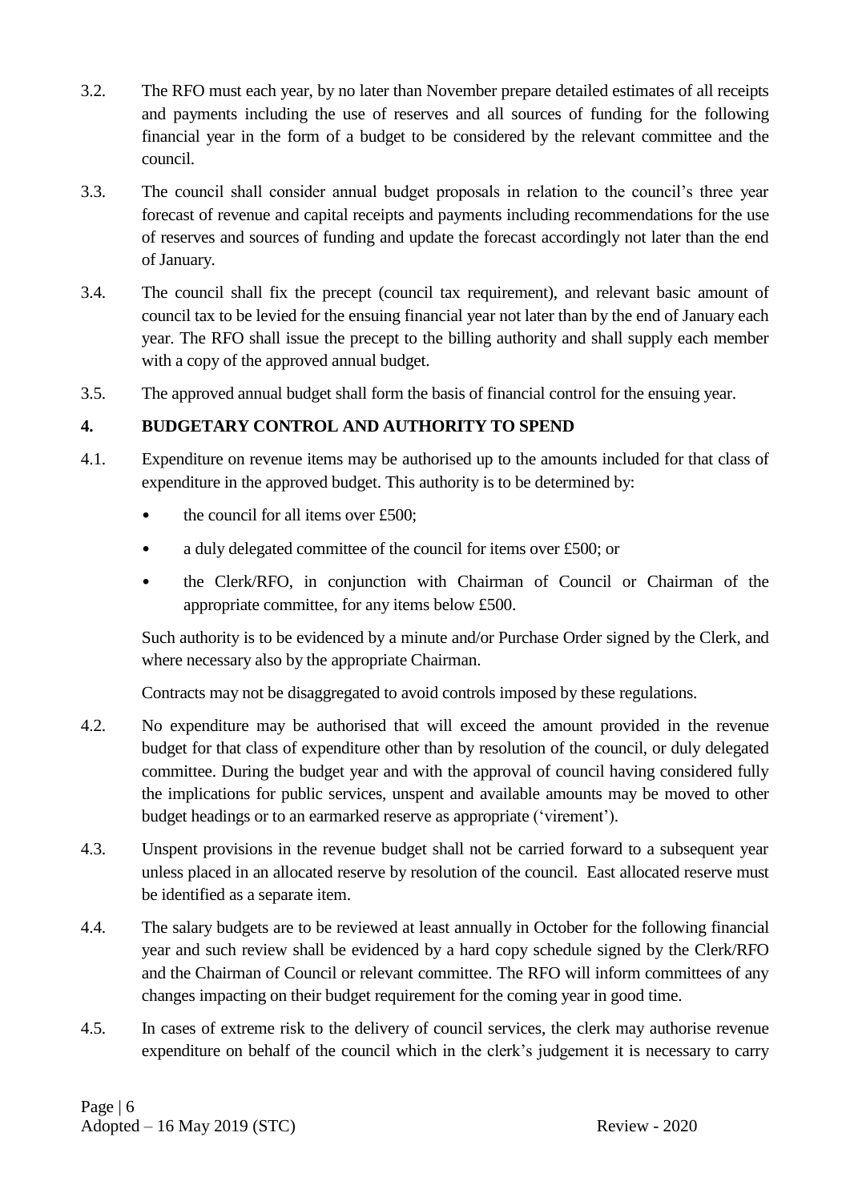3.2. The RFO must each year, by no later than November prepare detailed estimates of all receipts and payments including the use of reserves and all sources of funding for the following financial year in the form of a budget to be considered by the relevant committee and the council.

3.3. The council shall consider annual budget proposals in relation to the council's three year forecast of revenue and capital receipts and payments including recommendations for the use of reserves and sources of funding and update the forecast accordingly not later than the end of January.

3.4. The council shall fix the precept (council tax requirement), and relevant basic amount of council tax to be levied for the ensuing financial year not later than by the end of January each year. The RFO shall issue the precept to the billing authority and shall supply each member with a copy of the approved annual budget.

3.5. The approved annual budget shall form the basis of financial control for the ensuing year.

## 4. BUDGETARY CONTROL AND AUTHORITY TO SPEND

4.1. Expenditure on revenue items may be authorised up to the amounts included for that class of expenditure in the approved budget. This authority is to be determined by:

- the council for all items over £500;
- a duly delegated committee of the council for items over £500; or
- the Clerk/RFO, in conjunction with Chairman of Council or Chairman of the appropriate committee, for any items below £500.

Such authority is to be evidenced by a minute and/or Purchase Order signed by the Clerk, and where necessary also by the appropriate Chairman.

Contracts may not be disaggregated to avoid controls imposed by these regulations.

4.2. No expenditure may be authorised that will exceed the amount provided in the revenue budget for that class of expenditure other than by resolution of the council, or duly delegated committee. During the budget year and with the approval of council having considered fully the implications for public services, unspent and available amounts may be moved to other budget headings or to an earmarked reserve as appropriate ('virement').

4.3. Unspent provisions in the revenue budget shall not be carried forward to a subsequent year unless placed in an allocated reserve by resolution of the council. East allocated reserve must be identified as a separate item.

4.4. The salary budgets are to be reviewed at least annually in October for the following financial year and such review shall be evidenced by a hard copy schedule signed by the Clerk/RFO and the Chairman of Council or relevant committee. The RFO will inform committees of any changes impacting on their budget requirement for the coming year in good time.

4.5. In cases of extreme risk to the delivery of council services, the clerk may authorise revenue expenditure on behalf of the council which in the clerk's judgement it is necessary to carry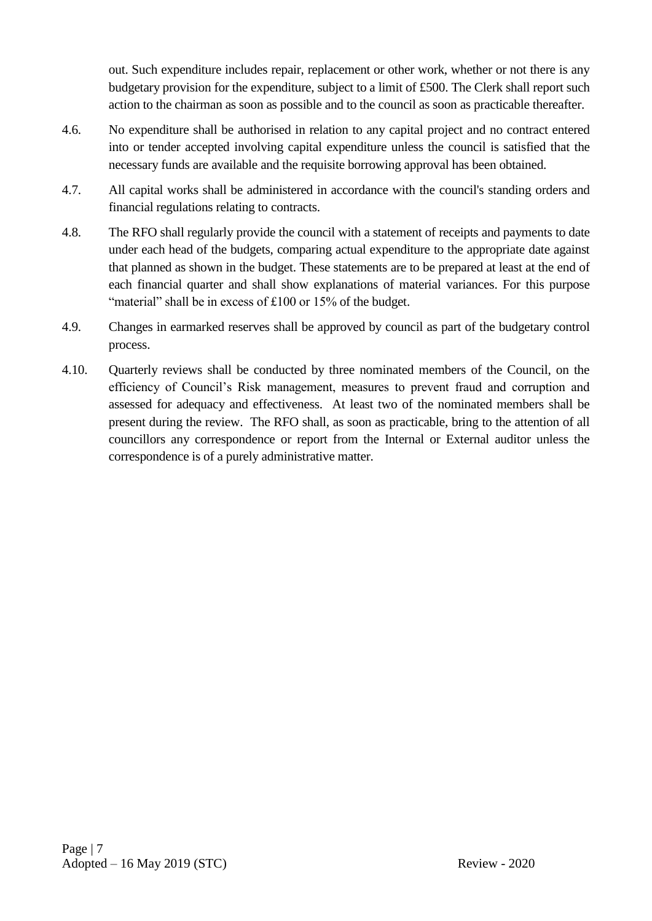out. Such expenditure includes repair, replacement or other work, whether or not there is any budgetary provision for the expenditure, subject to a limit of £500. The Clerk shall report such action to the chairman as soon as possible and to the council as soon as practicable thereafter.

4.6. No expenditure shall be authorised in relation to any capital project and no contract entered into or tender accepted involving capital expenditure unless the council is satisfied that the necessary funds are available and the requisite borrowing approval has been obtained.

4.7. All capital works shall be administered in accordance with the council's standing orders and financial regulations relating to contracts.

4.8. The RFO shall regularly provide the council with a statement of receipts and payments to date under each head of the budgets, comparing actual expenditure to the appropriate date against that planned as shown in the budget. These statements are to be prepared at least at the end of each financial quarter and shall show explanations of material variances. For this purpose "material" shall be in excess of £100 or 15% of the budget.

4.9. Changes in earmarked reserves shall be approved by council as part of the budgetary control process.

4.10. Quarterly reviews shall be conducted by three nominated members of the Council, on the efficiency of Council's Risk management, measures to prevent fraud and corruption and assessed for adequacy and effectiveness. At least two of the nominated members shall be present during the review. The RFO shall, as soon as practicable, bring to the attention of all councillors any correspondence or report from the Internal or External auditor unless the correspondence is of a purely administrative matter.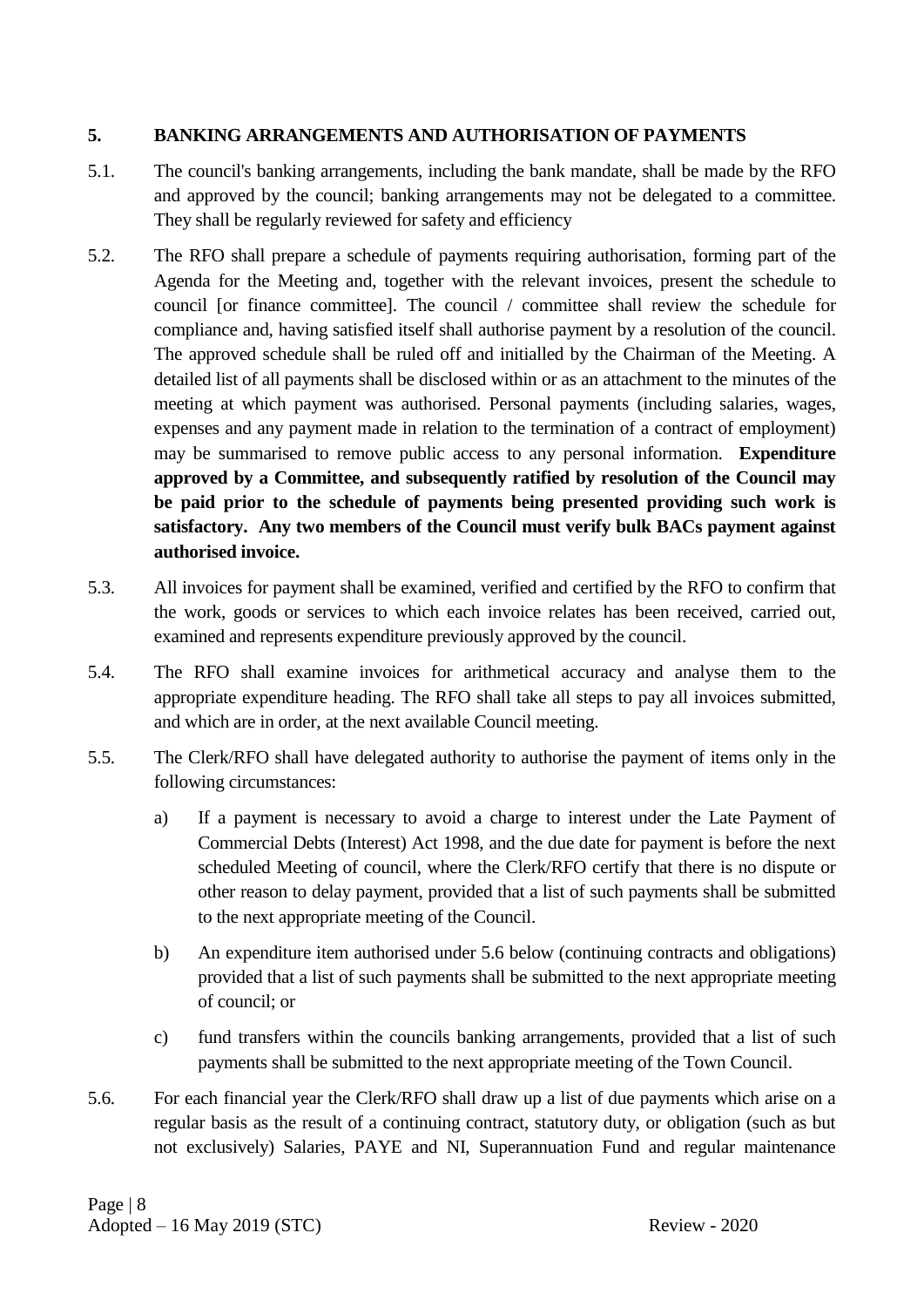## 5. BANKING ARRANGEMENTS AND AUTHORISATION OF PAYMENTS

5.1. The council's banking arrangements, including the bank mandate, shall be made by the RFO and approved by the council; banking arrangements may not be delegated to a committee. They shall be regularly reviewed for safety and efficiency

5.2. The RFO shall prepare a schedule of payments requiring authorisation, forming part of the Agenda for the Meeting and, together with the relevant invoices, present the schedule to council [or finance committee]. The council / committee shall review the schedule for compliance and, having satisfied itself shall authorise payment by a resolution of the council. The approved schedule shall be ruled off and initialled by the Chairman of the Meeting. A detailed list of all payments shall be disclosed within or as an attachment to the minutes of the meeting at which payment was authorised. Personal payments (including salaries, wages, expenses and any payment made in relation to the termination of a contract of employment) may be summarised to remove public access to any personal information. **Expenditure approved by a Committee, and subsequently ratified by resolution of the Council may be paid prior to the schedule of payments being presented providing such work is satisfactory. Any two members of the Council must verify bulk BACs payment against authorised invoice.**

5.3. All invoices for payment shall be examined, verified and certified by the RFO to confirm that the work, goods or services to which each invoice relates has been received, carried out, examined and represents expenditure previously approved by the council.

5.4. The RFO shall examine invoices for arithmetical accuracy and analyse them to the appropriate expenditure heading. The RFO shall take all steps to pay all invoices submitted, and which are in order, at the next available Council meeting.

5.5. The Clerk/RFO shall have delegated authority to authorise the payment of items only in the following circumstances:

a) If a payment is necessary to avoid a charge to interest under the Late Payment of Commercial Debts (Interest) Act 1998, and the due date for payment is before the next scheduled Meeting of council, where the Clerk/RFO certify that there is no dispute or other reason to delay payment, provided that a list of such payments shall be submitted to the next appropriate meeting of the Council.

b) An expenditure item authorised under 5.6 below (continuing contracts and obligations) provided that a list of such payments shall be submitted to the next appropriate meeting of council; or

c) fund transfers within the councils banking arrangements, provided that a list of such payments shall be submitted to the next appropriate meeting of the Town Council.

5.6. For each financial year the Clerk/RFO shall draw up a list of due payments which arise on a regular basis as the result of a continuing contract, statutory duty, or obligation (such as but not exclusively) Salaries, PAYE and NI, Superannuation Fund and regular maintenance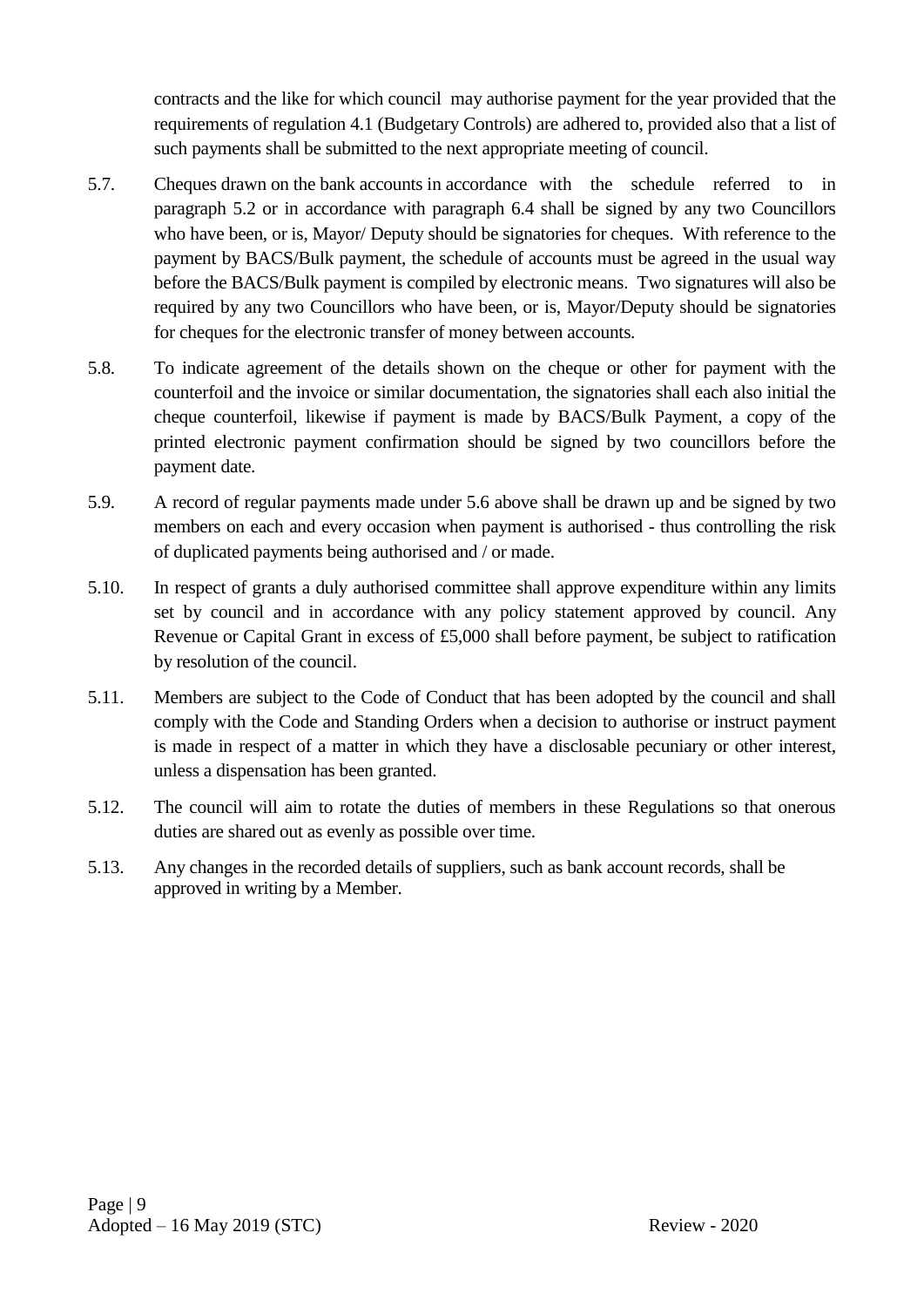contracts and the like for which council may authorise payment for the year provided that the requirements of regulation 4.1 (Budgetary Controls) are adhered to, provided also that a list of such payments shall be submitted to the next appropriate meeting of council.

5.7. Cheques drawn on the bank accounts in accordance with the schedule referred to in paragraph 5.2 or in accordance with paragraph 6.4 shall be signed by any two Councillors who have been, or is, Mayor/ Deputy should be signatories for cheques. With reference to the payment by BACS/Bulk payment, the schedule of accounts must be agreed in the usual way before the BACS/Bulk payment is compiled by electronic means. Two signatures will also be required by any two Councillors who have been, or is, Mayor/Deputy should be signatories for cheques for the electronic transfer of money between accounts.

5.8. To indicate agreement of the details shown on the cheque or other for payment with the counterfoil and the invoice or similar documentation, the signatories shall each also initial the cheque counterfoil, likewise if payment is made by BACS/Bulk Payment, a copy of the printed electronic payment confirmation should be signed by two councillors before the payment date.

5.9. A record of regular payments made under 5.6 above shall be drawn up and be signed by two members on each and every occasion when payment is authorised - thus controlling the risk of duplicated payments being authorised and / or made.

5.10. In respect of grants a duly authorised committee shall approve expenditure within any limits set by council and in accordance with any policy statement approved by council. Any Revenue or Capital Grant in excess of £5,000 shall before payment, be subject to ratification by resolution of the council.

5.11. Members are subject to the Code of Conduct that has been adopted by the council and shall comply with the Code and Standing Orders when a decision to authorise or instruct payment is made in respect of a matter in which they have a disclosable pecuniary or other interest, unless a dispensation has been granted.

5.12. The council will aim to rotate the duties of members in these Regulations so that onerous duties are shared out as evenly as possible over time.

5.13. Any changes in the recorded details of suppliers, such as bank account records, shall be approved in writing by a Member.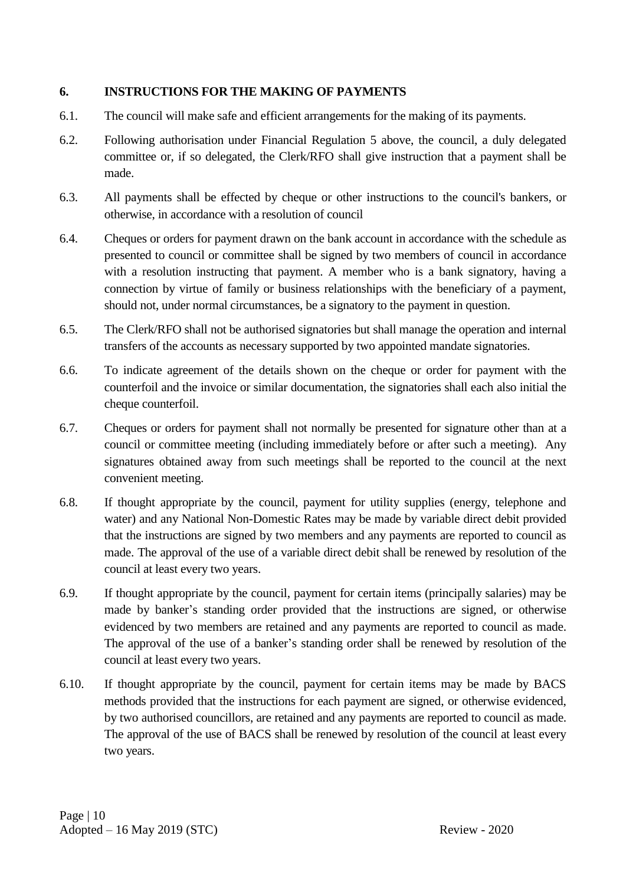## 6. INSTRUCTIONS FOR THE MAKING OF PAYMENTS

6.1. The council will make safe and efficient arrangements for the making of its payments.

6.2. Following authorisation under Financial Regulation 5 above, the council, a duly delegated committee or, if so delegated, the Clerk/RFO shall give instruction that a payment shall be made.

6.3. All payments shall be effected by cheque or other instructions to the council's bankers, or otherwise, in accordance with a resolution of council

6.4. Cheques or orders for payment drawn on the bank account in accordance with the schedule as presented to council or committee shall be signed by two members of council in accordance with a resolution instructing that payment. A member who is a bank signatory, having a connection by virtue of family or business relationships with the beneficiary of a payment, should not, under normal circumstances, be a signatory to the payment in question.

6.5. The Clerk/RFO shall not be authorised signatories but shall manage the operation and internal transfers of the accounts as necessary supported by two appointed mandate signatories.

6.6. To indicate agreement of the details shown on the cheque or order for payment with the counterfoil and the invoice or similar documentation, the signatories shall each also initial the cheque counterfoil.

6.7. Cheques or orders for payment shall not normally be presented for signature other than at a council or committee meeting (including immediately before or after such a meeting). Any signatures obtained away from such meetings shall be reported to the council at the next convenient meeting.

6.8. If thought appropriate by the council, payment for utility supplies (energy, telephone and water) and any National Non-Domestic Rates may be made by variable direct debit provided that the instructions are signed by two members and any payments are reported to council as made. The approval of the use of a variable direct debit shall be renewed by resolution of the council at least every two years.

6.9. If thought appropriate by the council, payment for certain items (principally salaries) may be made by banker's standing order provided that the instructions are signed, or otherwise evidenced by two members are retained and any payments are reported to council as made. The approval of the use of a banker's standing order shall be renewed by resolution of the council at least every two years.

6.10. If thought appropriate by the council, payment for certain items may be made by BACS methods provided that the instructions for each payment are signed, or otherwise evidenced, by two authorised councillors, are retained and any payments are reported to council as made. The approval of the use of BACS shall be renewed by resolution of the council at least every two years.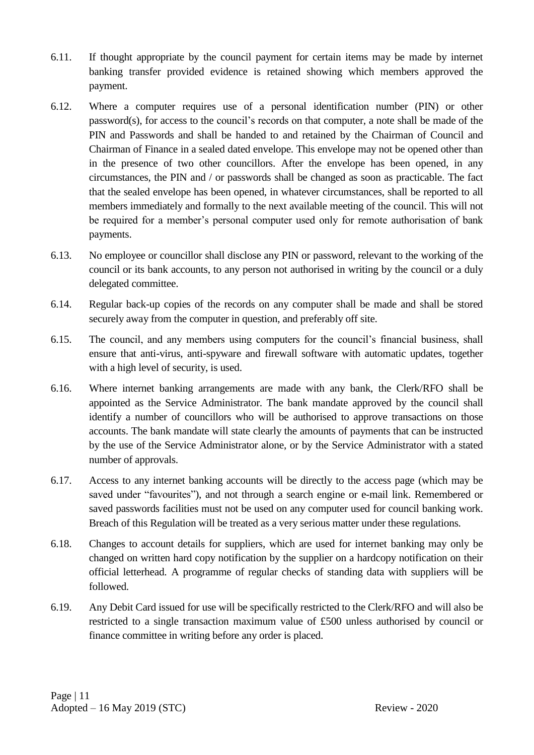6.11. If thought appropriate by the council payment for certain items may be made by internet banking transfer provided evidence is retained showing which members approved the payment.

6.12. Where a computer requires use of a personal identification number (PIN) or other password(s), for access to the council's records on that computer, a note shall be made of the PIN and Passwords and shall be handed to and retained by the Chairman of Council and Chairman of Finance in a sealed dated envelope. This envelope may not be opened other than in the presence of two other councillors. After the envelope has been opened, in any circumstances, the PIN and / or passwords shall be changed as soon as practicable. The fact that the sealed envelope has been opened, in whatever circumstances, shall be reported to all members immediately and formally to the next available meeting of the council. This will not be required for a member's personal computer used only for remote authorisation of bank payments.

6.13. No employee or councillor shall disclose any PIN or password, relevant to the working of the council or its bank accounts, to any person not authorised in writing by the council or a duly delegated committee.

6.14. Regular back-up copies of the records on any computer shall be made and shall be stored securely away from the computer in question, and preferably off site.

6.15. The council, and any members using computers for the council's financial business, shall ensure that anti-virus, anti-spyware and firewall software with automatic updates, together with a high level of security, is used.

6.16. Where internet banking arrangements are made with any bank, the Clerk/RFO shall be appointed as the Service Administrator. The bank mandate approved by the council shall identify a number of councillors who will be authorised to approve transactions on those accounts. The bank mandate will state clearly the amounts of payments that can be instructed by the use of the Service Administrator alone, or by the Service Administrator with a stated number of approvals.

6.17. Access to any internet banking accounts will be directly to the access page (which may be saved under "favourites"), and not through a search engine or e-mail link. Remembered or saved passwords facilities must not be used on any computer used for council banking work. Breach of this Regulation will be treated as a very serious matter under these regulations.

6.18. Changes to account details for suppliers, which are used for internet banking may only be changed on written hard copy notification by the supplier on a hardcopy notification on their official letterhead. A programme of regular checks of standing data with suppliers will be followed.

6.19. Any Debit Card issued for use will be specifically restricted to the Clerk/RFO and will also be restricted to a single transaction maximum value of £500 unless authorised by council or finance committee in writing before any order is placed.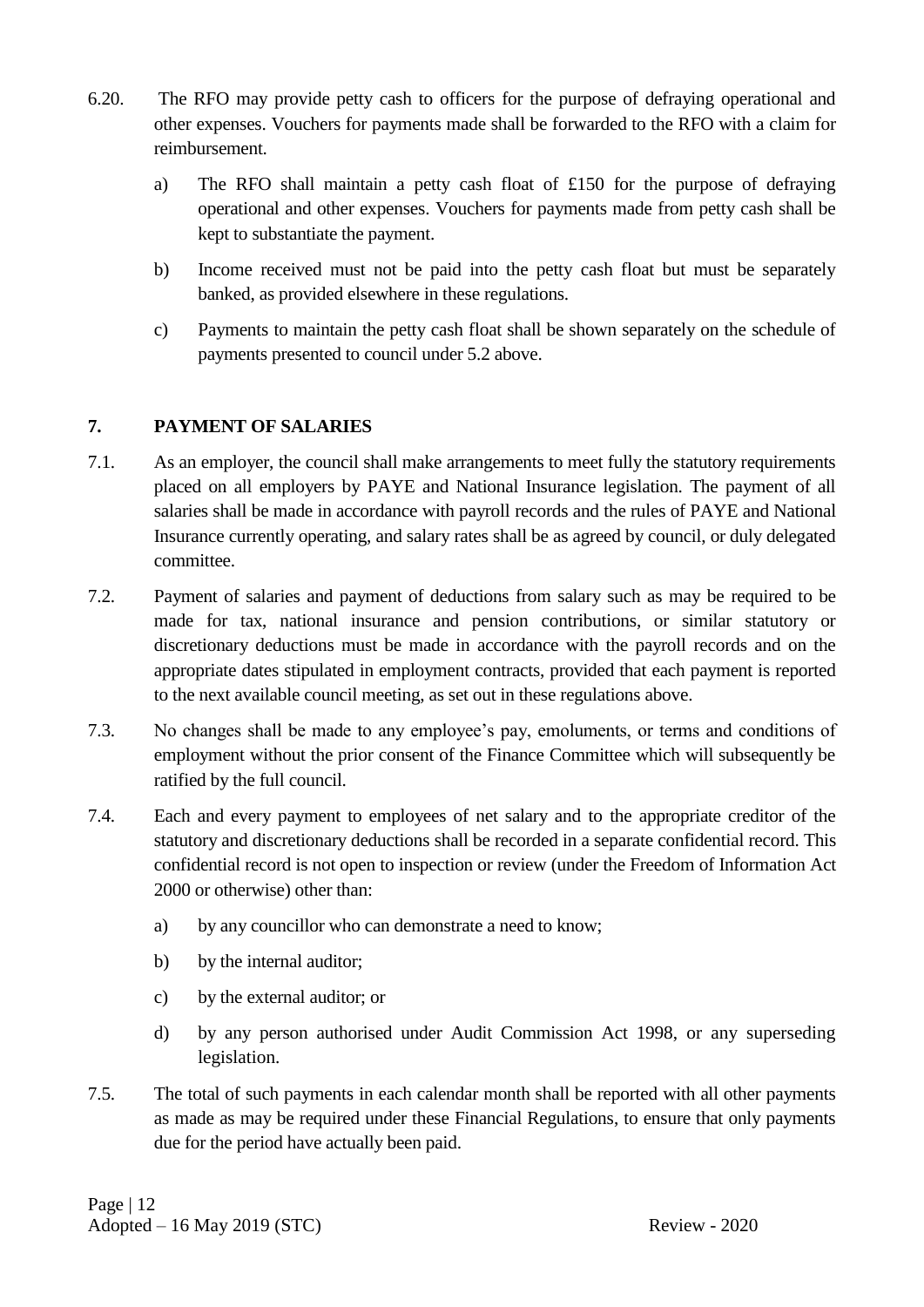6.20. The RFO may provide petty cash to officers for the purpose of defraying operational and other expenses. Vouchers for payments made shall be forwarded to the RFO with a claim for reimbursement.

a) The RFO shall maintain a petty cash float of £150 for the purpose of defraying operational and other expenses. Vouchers for payments made from petty cash shall be kept to substantiate the payment.

b) Income received must not be paid into the petty cash float but must be separately banked, as provided elsewhere in these regulations.

c) Payments to maintain the petty cash float shall be shown separately on the schedule of payments presented to council under 5.2 above.

## 7. PAYMENT OF SALARIES

7.1. As an employer, the council shall make arrangements to meet fully the statutory requirements placed on all employers by PAYE and National Insurance legislation. The payment of all salaries shall be made in accordance with payroll records and the rules of PAYE and National Insurance currently operating, and salary rates shall be as agreed by council, or duly delegated committee.

7.2. Payment of salaries and payment of deductions from salary such as may be required to be made for tax, national insurance and pension contributions, or similar statutory or discretionary deductions must be made in accordance with the payroll records and on the appropriate dates stipulated in employment contracts, provided that each payment is reported to the next available council meeting, as set out in these regulations above.

7.3. No changes shall be made to any employee's pay, emoluments, or terms and conditions of employment without the prior consent of the Finance Committee which will subsequently be ratified by the full council.

7.4. Each and every payment to employees of net salary and to the appropriate creditor of the statutory and discretionary deductions shall be recorded in a separate confidential record. This confidential record is not open to inspection or review (under the Freedom of Information Act 2000 or otherwise) other than:

a) by any councillor who can demonstrate a need to know;

b) by the internal auditor;

c) by the external auditor; or

d) by any person authorised under Audit Commission Act 1998, or any superseding legislation.

7.5. The total of such payments in each calendar month shall be reported with all other payments as made as may be required under these Financial Regulations, to ensure that only payments due for the period have actually been paid.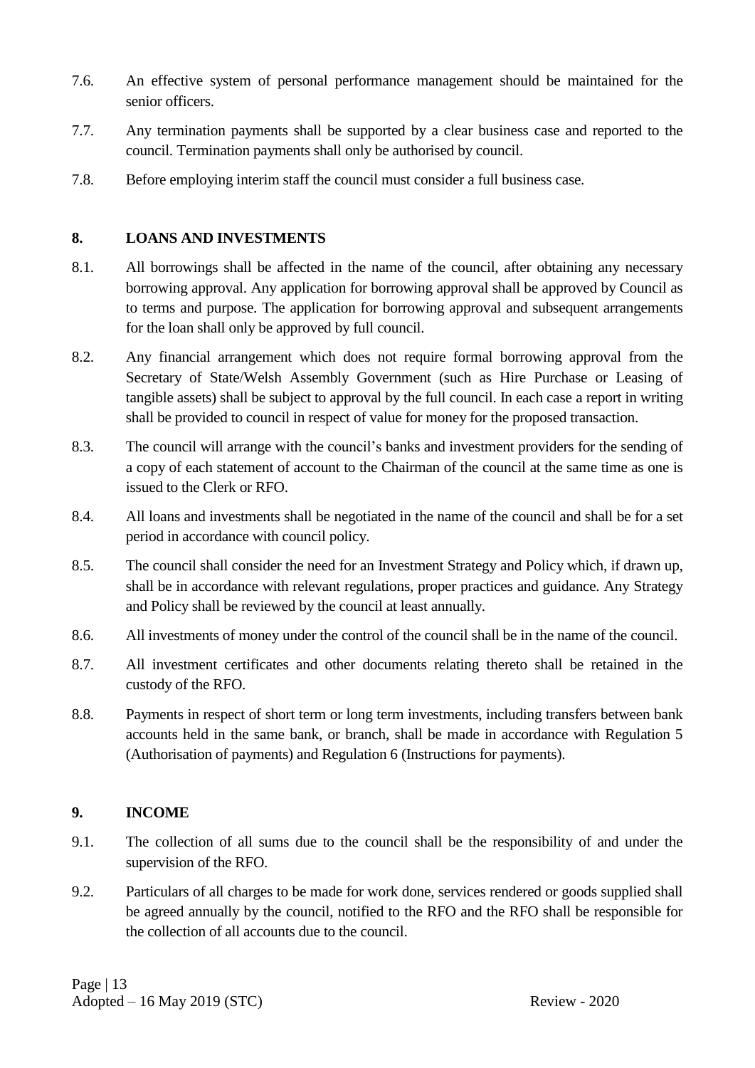7.6. An effective system of personal performance management should be maintained for the senior officers.

7.7. Any termination payments shall be supported by a clear business case and reported to the council. Termination payments shall only be authorised by council.

7.8. Before employing interim staff the council must consider a full business case.

## 8. LOANS AND INVESTMENTS

8.1. All borrowings shall be affected in the name of the council, after obtaining any necessary borrowing approval. Any application for borrowing approval shall be approved by Council as to terms and purpose. The application for borrowing approval and subsequent arrangements for the loan shall only be approved by full council.

8.2. Any financial arrangement which does not require formal borrowing approval from the Secretary of State/Welsh Assembly Government (such as Hire Purchase or Leasing of tangible assets) shall be subject to approval by the full council. In each case a report in writing shall be provided to council in respect of value for money for the proposed transaction.

8.3. The council will arrange with the council's banks and investment providers for the sending of a copy of each statement of account to the Chairman of the council at the same time as one is issued to the Clerk or RFO.

8.4. All loans and investments shall be negotiated in the name of the council and shall be for a set period in accordance with council policy.

8.5. The council shall consider the need for an Investment Strategy and Policy which, if drawn up, shall be in accordance with relevant regulations, proper practices and guidance. Any Strategy and Policy shall be reviewed by the council at least annually.

8.6. All investments of money under the control of the council shall be in the name of the council.

8.7. All investment certificates and other documents relating thereto shall be retained in the custody of the RFO.

8.8. Payments in respect of short term or long term investments, including transfers between bank accounts held in the same bank, or branch, shall be made in accordance with Regulation 5 (Authorisation of payments) and Regulation 6 (Instructions for payments).

## 9. INCOME

9.1. The collection of all sums due to the council shall be the responsibility of and under the supervision of the RFO.

9.2. Particulars of all charges to be made for work done, services rendered or goods supplied shall be agreed annually by the council, notified to the RFO and the RFO shall be responsible for the collection of all accounts due to the council.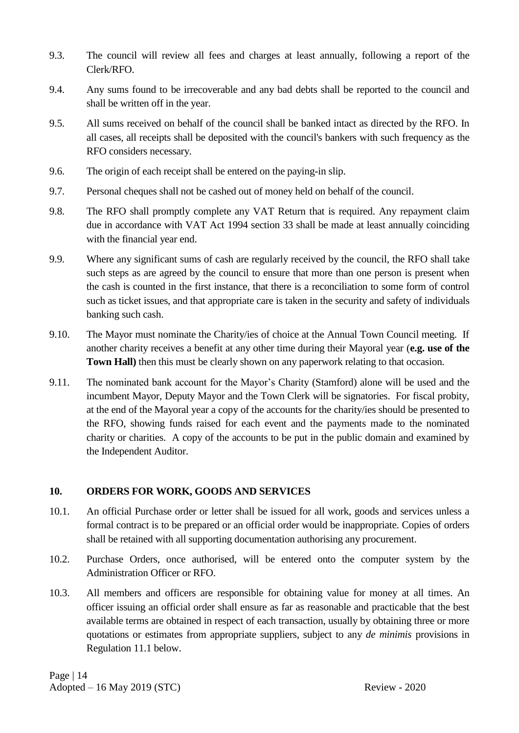9.3. The council will review all fees and charges at least annually, following a report of the Clerk/RFO.

9.4. Any sums found to be irrecoverable and any bad debts shall be reported to the council and shall be written off in the year.

9.5. All sums received on behalf of the council shall be banked intact as directed by the RFO. In all cases, all receipts shall be deposited with the council's bankers with such frequency as the RFO considers necessary.

9.6. The origin of each receipt shall be entered on the paying-in slip.

9.7. Personal cheques shall not be cashed out of money held on behalf of the council.

9.8. The RFO shall promptly complete any VAT Return that is required. Any repayment claim due in accordance with VAT Act 1994 section 33 shall be made at least annually coinciding with the financial year end.

9.9. Where any significant sums of cash are regularly received by the council, the RFO shall take such steps as are agreed by the council to ensure that more than one person is present when the cash is counted in the first instance, that there is a reconciliation to some form of control such as ticket issues, and that appropriate care is taken in the security and safety of individuals banking such cash.

9.10. The Mayor must nominate the Charity/ies of choice at the Annual Town Council meeting. If another charity receives a benefit at any other time during their Mayoral year (**e.g. use of the Town Hall)** then this must be clearly shown on any paperwork relating to that occasion.

9.11. The nominated bank account for the Mayor's Charity (Stamford) alone will be used and the incumbent Mayor, Deputy Mayor and the Town Clerk will be signatories. For fiscal probity, at the end of the Mayoral year a copy of the accounts for the charity/ies should be presented to the RFO, showing funds raised for each event and the payments made to the nominated charity or charities. A copy of the accounts to be put in the public domain and examined by the Independent Auditor.

## 10. ORDERS FOR WORK, GOODS AND SERVICES

10.1. An official Purchase order or letter shall be issued for all work, goods and services unless a formal contract is to be prepared or an official order would be inappropriate. Copies of orders shall be retained with all supporting documentation authorising any procurement.

10.2. Purchase Orders, once authorised, will be entered onto the computer system by the Administration Officer or RFO.

10.3. All members and officers are responsible for obtaining value for money at all times. An officer issuing an official order shall ensure as far as reasonable and practicable that the best available terms are obtained in respect of each transaction, usually by obtaining three or more quotations or estimates from appropriate suppliers, subject to any *de minimis* provisions in Regulation 11.1 below.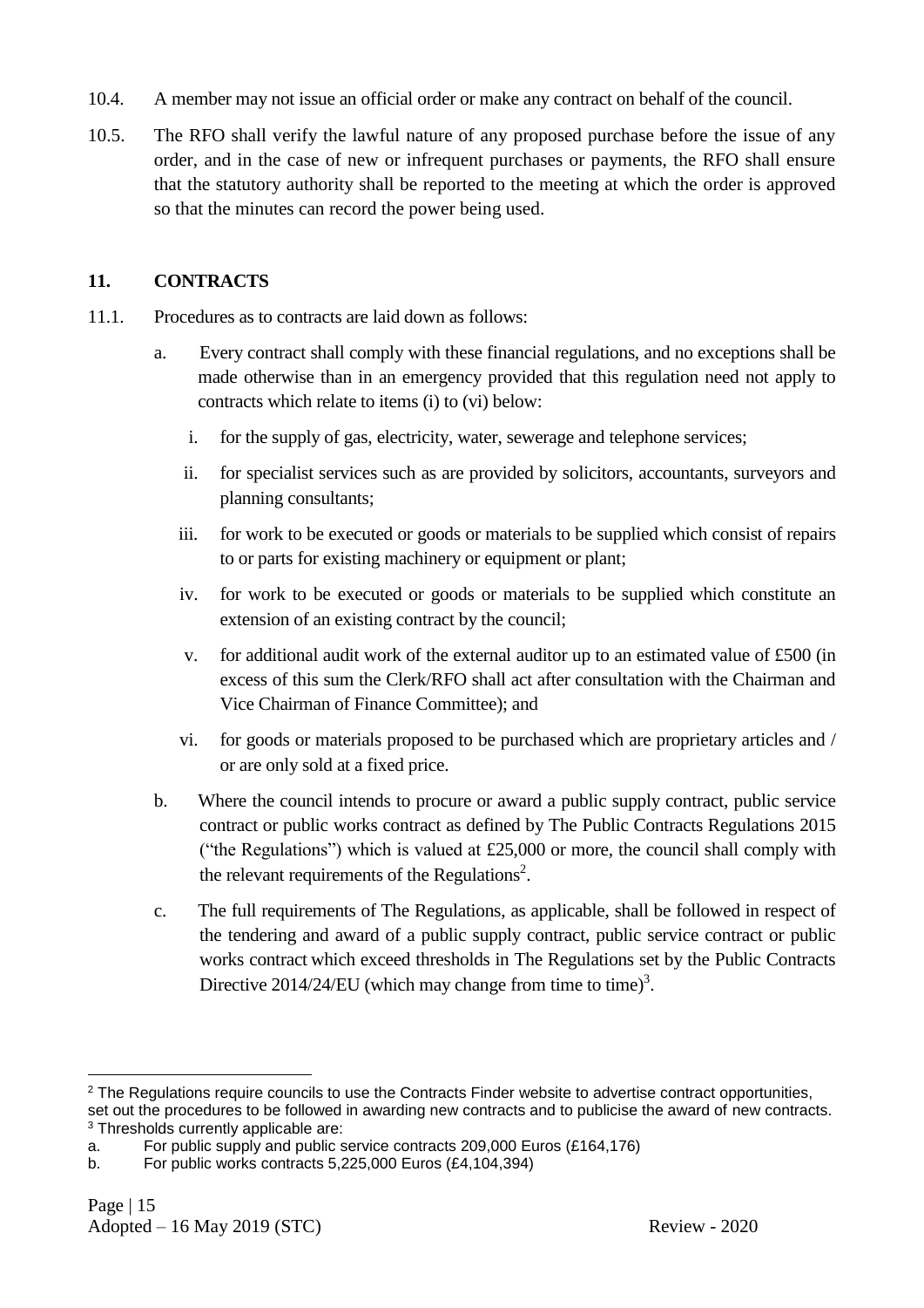10.4. A member may not issue an official order or make any contract on behalf of the council.

10.5. The RFO shall verify the lawful nature of any proposed purchase before the issue of any order, and in the case of new or infrequent purchases or payments, the RFO shall ensure that the statutory authority shall be reported to the meeting at which the order is approved so that the minutes can record the power being used.

## 11. CONTRACTS

11.1. Procedures as to contracts are laid down as follows:

a. Every contract shall comply with these financial regulations, and no exceptions shall be made otherwise than in an emergency provided that this regulation need not apply to contracts which relate to items (i) to (vi) below:

   i. for the supply of gas, electricity, water, sewerage and telephone services;

   ii. for specialist services such as are provided by solicitors, accountants, surveyors and planning consultants;

   iii. for work to be executed or goods or materials to be supplied which consist of repairs to or parts for existing machinery or equipment or plant;

   iv. for work to be executed or goods or materials to be supplied which constitute an extension of an existing contract by the council;

   v. for additional audit work of the external auditor up to an estimated value of £500 (in excess of this sum the Clerk/RFO shall act after consultation with the Chairman and Vice Chairman of Finance Committee); and

   vi. for goods or materials proposed to be purchased which are proprietary articles and / or are only sold at a fixed price.

b. Where the council intends to procure or award a public supply contract, public service contract or public works contract as defined by The Public Contracts Regulations 2015 ("the Regulations") which is valued at £25,000 or more, the council shall comply with the relevant requirements of the Regulations[2].

c. The full requirements of The Regulations, as applicable, shall be followed in respect of the tendering and award of a public supply contract, public service contract or public works contract which exceed thresholds in The Regulations set by the Public Contracts Directive 2014/24/EU (which may change from time to time)[3].

---

[2] The Regulations require councils to use the Contracts Finder website to advertise contract opportunities, set out the procedures to be followed in awarding new contracts and to publicise the award of new contracts.

[3] Thresholds currently applicable are:

a. For public supply and public service contracts 209,000 Euros (£164,176)

b. For public works contracts 5,225,000 Euros (£4,104,394)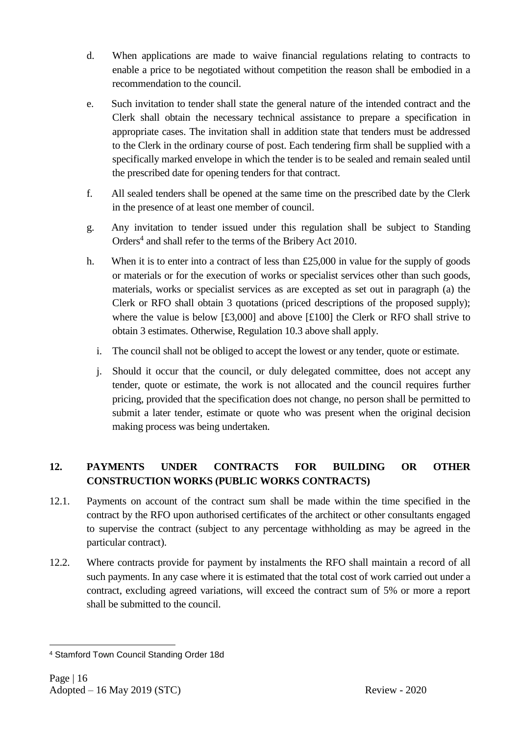d. When applications are made to waive financial regulations relating to contracts to enable a price to be negotiated without competition the reason shall be embodied in a recommendation to the council.

e. Such invitation to tender shall state the general nature of the intended contract and the Clerk shall obtain the necessary technical assistance to prepare a specification in appropriate cases. The invitation shall in addition state that tenders must be addressed to the Clerk in the ordinary course of post. Each tendering firm shall be supplied with a specifically marked envelope in which the tender is to be sealed and remain sealed until the prescribed date for opening tenders for that contract.

f. All sealed tenders shall be opened at the same time on the prescribed date by the Clerk in the presence of at least one member of council.

g. Any invitation to tender issued under this regulation shall be subject to Standing Orders[4] and shall refer to the terms of the Bribery Act 2010.

h. When it is to enter into a contract of less than £25,000 in value for the supply of goods or materials or for the execution of works or specialist services other than such goods, materials, works or specialist services as are excepted as set out in paragraph (a) the Clerk or RFO shall obtain 3 quotations (priced descriptions of the proposed supply); where the value is below [£3,000] and above [£100] the Clerk or RFO shall strive to obtain 3 estimates. Otherwise, Regulation 10.3 above shall apply.

i. The council shall not be obliged to accept the lowest or any tender, quote or estimate.

j. Should it occur that the council, or duly delegated committee, does not accept any tender, quote or estimate, the work is not allocated and the council requires further pricing, provided that the specification does not change, no person shall be permitted to submit a later tender, estimate or quote who was present when the original decision making process was being undertaken.

## 12. PAYMENTS UNDER CONTRACTS FOR BUILDING OR OTHER CONSTRUCTION WORKS (PUBLIC WORKS CONTRACTS)

12.1. Payments on account of the contract sum shall be made within the time specified in the contract by the RFO upon authorised certificates of the architect or other consultants engaged to supervise the contract (subject to any percentage withholding as may be agreed in the particular contract).

12.2. Where contracts provide for payment by instalments the RFO shall maintain a record of all such payments. In any case where it is estimated that the total cost of work carried out under a contract, excluding agreed variations, will exceed the contract sum of 5% or more a report shall be submitted to the council.

---

[4] Stamford Town Council Standing Order 18d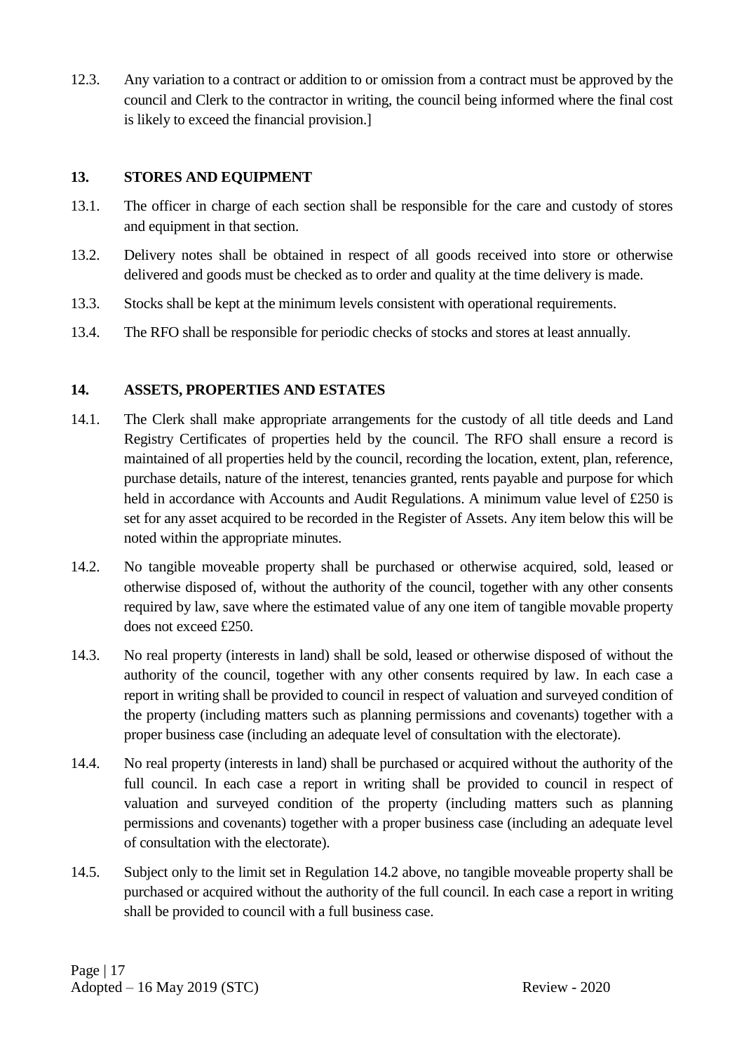12.3. Any variation to a contract or addition to or omission from a contract must be approved by the council and Clerk to the contractor in writing, the council being informed where the final cost is likely to exceed the financial provision.]

## 13. STORES AND EQUIPMENT

13.1. The officer in charge of each section shall be responsible for the care and custody of stores and equipment in that section.

13.2. Delivery notes shall be obtained in respect of all goods received into store or otherwise delivered and goods must be checked as to order and quality at the time delivery is made.

13.3. Stocks shall be kept at the minimum levels consistent with operational requirements.

13.4. The RFO shall be responsible for periodic checks of stocks and stores at least annually.

## 14. ASSETS, PROPERTIES AND ESTATES

14.1. The Clerk shall make appropriate arrangements for the custody of all title deeds and Land Registry Certificates of properties held by the council. The RFO shall ensure a record is maintained of all properties held by the council, recording the location, extent, plan, reference, purchase details, nature of the interest, tenancies granted, rents payable and purpose for which held in accordance with Accounts and Audit Regulations. A minimum value level of £250 is set for any asset acquired to be recorded in the Register of Assets. Any item below this will be noted within the appropriate minutes.

14.2. No tangible moveable property shall be purchased or otherwise acquired, sold, leased or otherwise disposed of, without the authority of the council, together with any other consents required by law, save where the estimated value of any one item of tangible movable property does not exceed £250.

14.3. No real property (interests in land) shall be sold, leased or otherwise disposed of without the authority of the council, together with any other consents required by law. In each case a report in writing shall be provided to council in respect of valuation and surveyed condition of the property (including matters such as planning permissions and covenants) together with a proper business case (including an adequate level of consultation with the electorate).

14.4. No real property (interests in land) shall be purchased or acquired without the authority of the full council. In each case a report in writing shall be provided to council in respect of valuation and surveyed condition of the property (including matters such as planning permissions and covenants) together with a proper business case (including an adequate level of consultation with the electorate).

14.5. Subject only to the limit set in Regulation 14.2 above, no tangible moveable property shall be purchased or acquired without the authority of the full council. In each case a report in writing shall be provided to council with a full business case.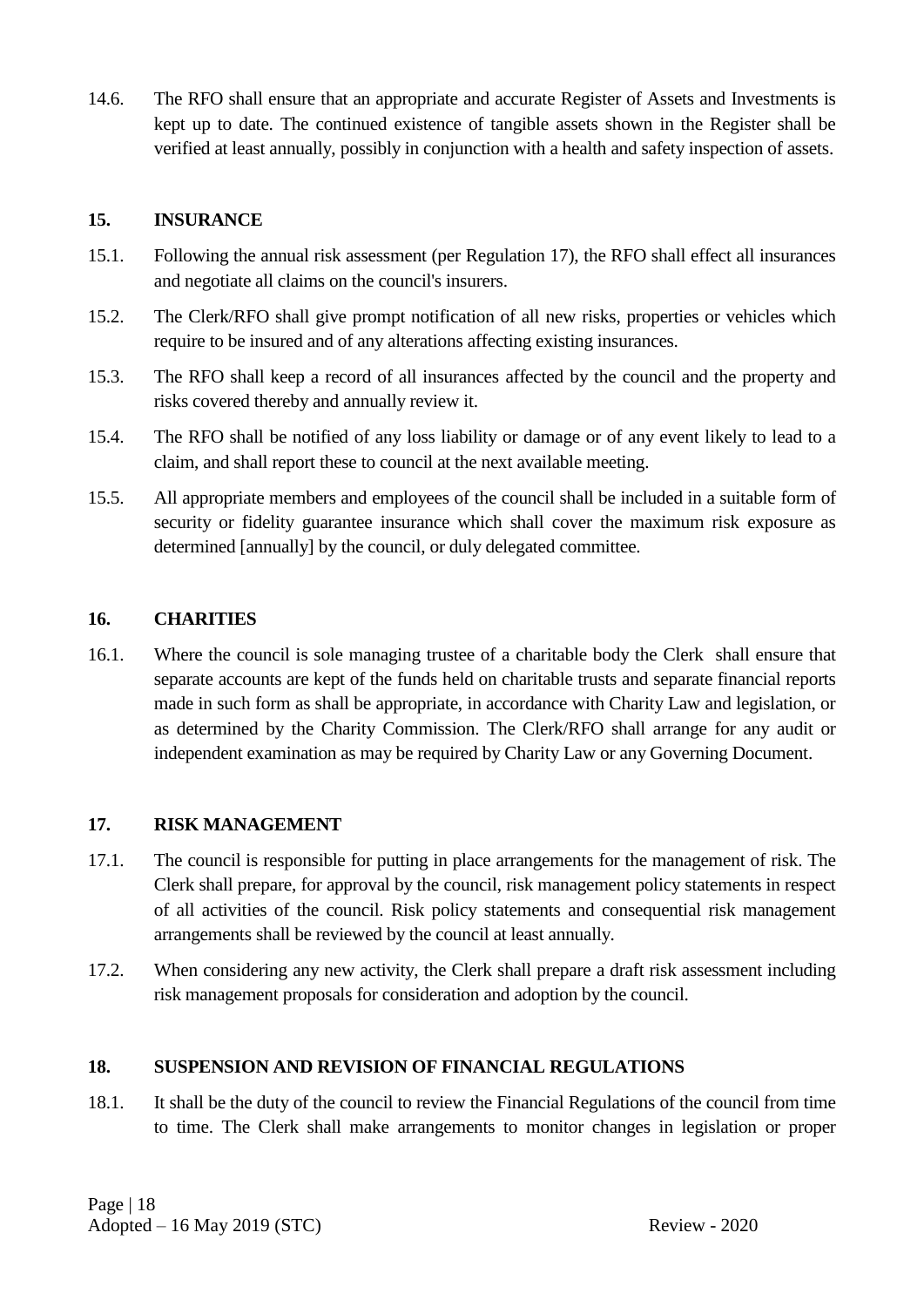14.6. The RFO shall ensure that an appropriate and accurate Register of Assets and Investments is kept up to date. The continued existence of tangible assets shown in the Register shall be verified at least annually, possibly in conjunction with a health and safety inspection of assets.

## 15. INSURANCE

15.1. Following the annual risk assessment (per Regulation 17), the RFO shall effect all insurances and negotiate all claims on the council's insurers.

15.2. The Clerk/RFO shall give prompt notification of all new risks, properties or vehicles which require to be insured and of any alterations affecting existing insurances.

15.3. The RFO shall keep a record of all insurances affected by the council and the property and risks covered thereby and annually review it.

15.4. The RFO shall be notified of any loss liability or damage or of any event likely to lead to a claim, and shall report these to council at the next available meeting.

15.5. All appropriate members and employees of the council shall be included in a suitable form of security or fidelity guarantee insurance which shall cover the maximum risk exposure as determined [annually] by the council, or duly delegated committee.

## 16. CHARITIES

16.1. Where the council is sole managing trustee of a charitable body the Clerk shall ensure that separate accounts are kept of the funds held on charitable trusts and separate financial reports made in such form as shall be appropriate, in accordance with Charity Law and legislation, or as determined by the Charity Commission. The Clerk/RFO shall arrange for any audit or independent examination as may be required by Charity Law or any Governing Document.

## 17. RISK MANAGEMENT

17.1. The council is responsible for putting in place arrangements for the management of risk. The Clerk shall prepare, for approval by the council, risk management policy statements in respect of all activities of the council. Risk policy statements and consequential risk management arrangements shall be reviewed by the council at least annually.

17.2. When considering any new activity, the Clerk shall prepare a draft risk assessment including risk management proposals for consideration and adoption by the council.

## 18. SUSPENSION AND REVISION OF FINANCIAL REGULATIONS

18.1. It shall be the duty of the council to review the Financial Regulations of the council from time to time. The Clerk shall make arrangements to monitor changes in legislation or proper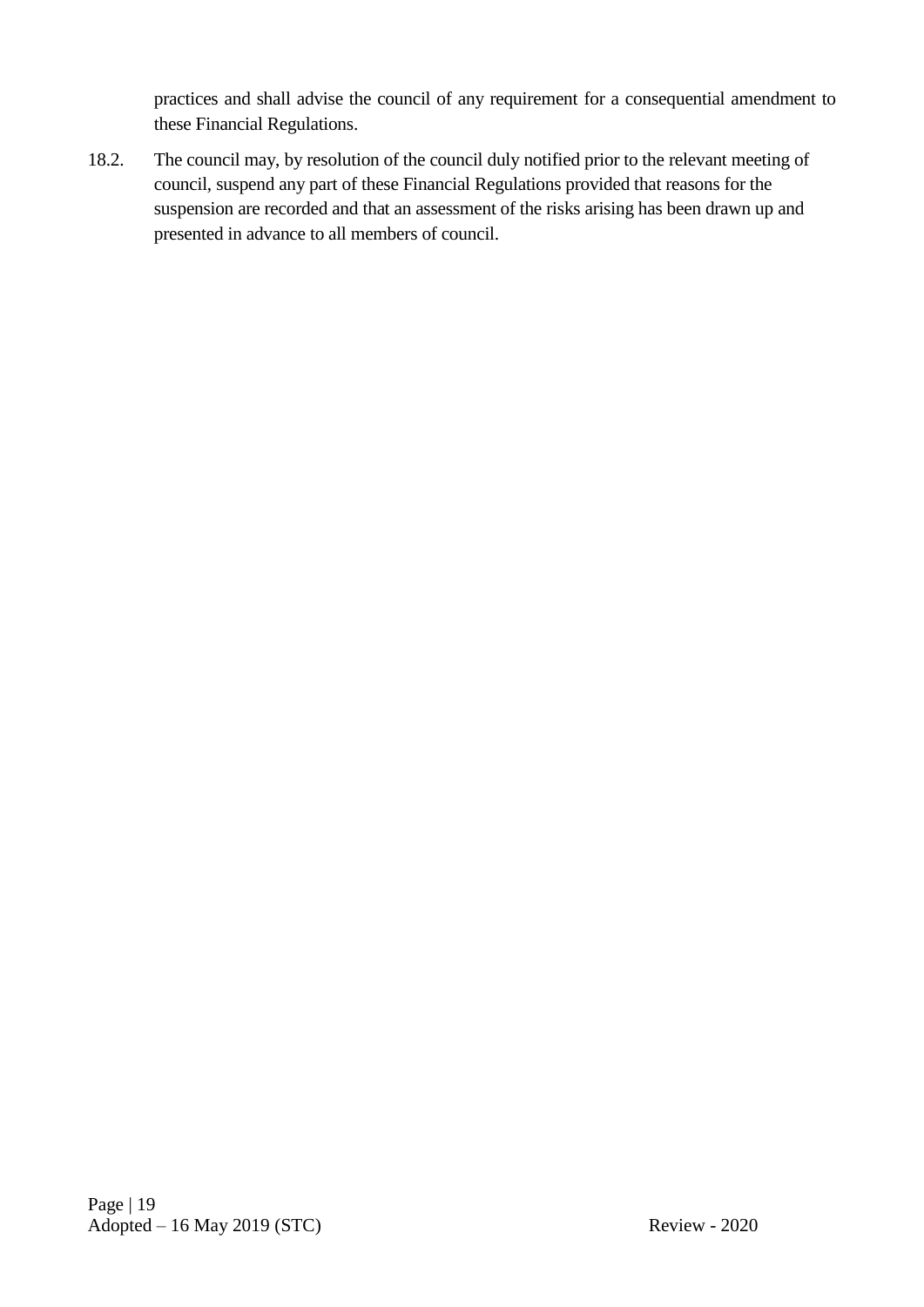practices and shall advise the council of any requirement for a consequential amendment to these Financial Regulations.

18.2. The council may, by resolution of the council duly notified prior to the relevant meeting of council, suspend any part of these Financial Regulations provided that reasons for the suspension are recorded and that an assessment of the risks arising has been drawn up and presented in advance to all members of council.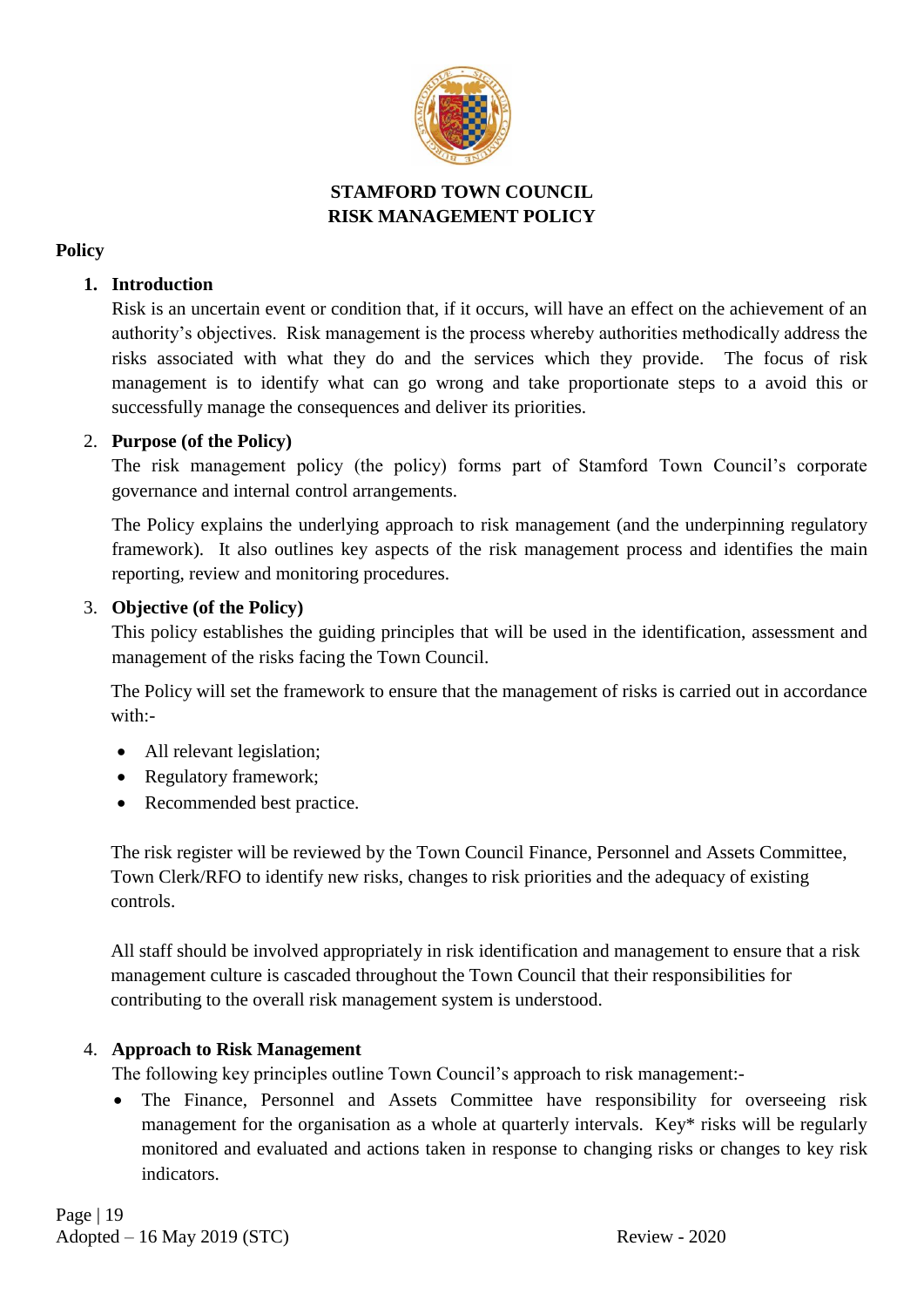# STAMFORD TOWN COUNCIL
# RISK MANAGEMENT POLICY

**Policy**

1. **Introduction**

   Risk is an uncertain event or condition that, if it occurs, will have an effect on the achievement of an authority's objectives. Risk management is the process whereby authorities methodically address the risks associated with what they do and the services which they provide. The focus of risk management is to identify what can go wrong and take proportionate steps to a avoid this or successfully manage the consequences and deliver its priorities.

2. **Purpose (of the Policy)**

   The risk management policy (the policy) forms part of Stamford Town Council's corporate governance and internal control arrangements.

   The Policy explains the underlying approach to risk management (and the underpinning regulatory framework). It also outlines key aspects of the risk management process and identifies the main reporting, review and monitoring procedures.

3. **Objective (of the Policy)**

   This policy establishes the guiding principles that will be used in the identification, assessment and management of the risks facing the Town Council.

   The Policy will set the framework to ensure that the management of risks is carried out in accordance with:-

   - All relevant legislation;
   - Regulatory framework;
   - Recommended best practice.

   The risk register will be reviewed by the Town Council Finance, Personnel and Assets Committee, Town Clerk/RFO to identify new risks, changes to risk priorities and the adequacy of existing controls.

   All staff should be involved appropriately in risk identification and management to ensure that a risk management culture is cascaded throughout the Town Council that their responsibilities for contributing to the overall risk management system is understood.

4. **Approach to Risk Management**

   The following key principles outline Town Council's approach to risk management:-

   - The Finance, Personnel and Assets Committee have responsibility for overseeing risk management for the organisation as a whole at quarterly intervals. Key* risks will be regularly monitored and evaluated and actions taken in response to changing risks or changes to key risk indicators.

Adopted – 16 May 2019 (STC) Review - 2020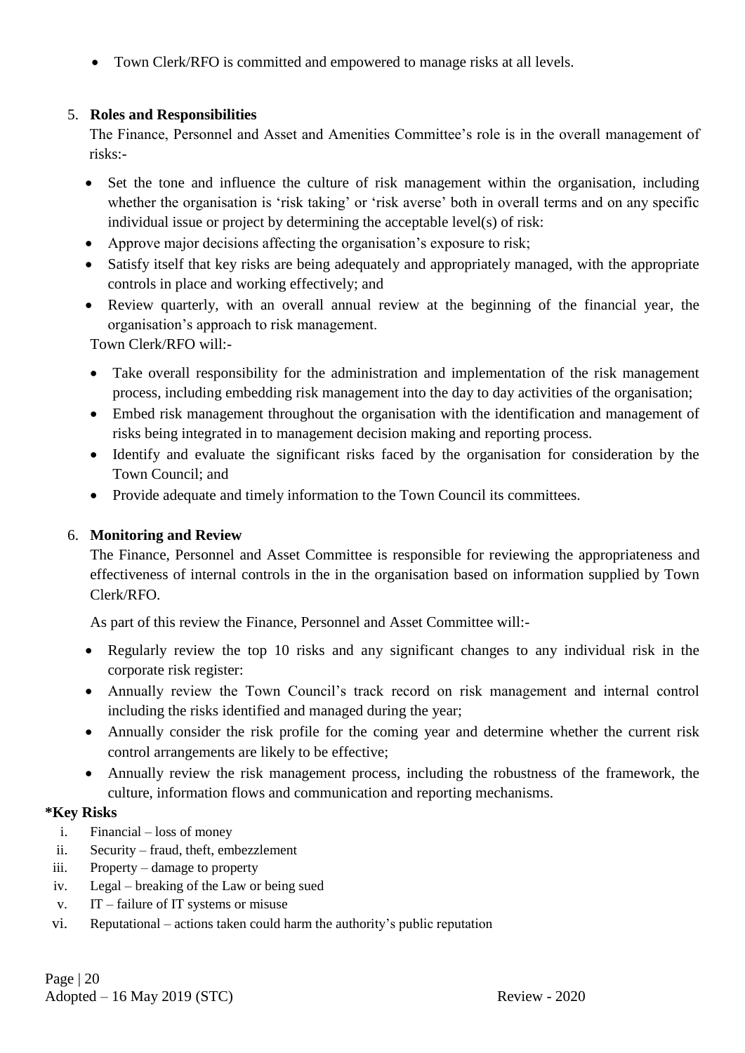- Town Clerk/RFO is committed and empowered to manage risks at all levels.

5. **Roles and Responsibilities**

The Finance, Personnel and Asset and Amenities Committee's role is in the overall management of risks:-

- Set the tone and influence the culture of risk management within the organisation, including whether the organisation is 'risk taking' or 'risk averse' both in overall terms and on any specific individual issue or project by determining the acceptable level(s) of risk:
- Approve major decisions affecting the organisation's exposure to risk;
- Satisfy itself that key risks are being adequately and appropriately managed, with the appropriate controls in place and working effectively; and
- Review quarterly, with an overall annual review at the beginning of the financial year, the organisation's approach to risk management.

Town Clerk/RFO will:-

- Take overall responsibility for the administration and implementation of the risk management process, including embedding risk management into the day to day activities of the organisation;
- Embed risk management throughout the organisation with the identification and management of risks being integrated in to management decision making and reporting process.
- Identify and evaluate the significant risks faced by the organisation for consideration by the Town Council; and
- Provide adequate and timely information to the Town Council its committees.

6. **Monitoring and Review**

The Finance, Personnel and Asset Committee is responsible for reviewing the appropriateness and effectiveness of internal controls in the in the organisation based on information supplied by Town Clerk/RFO.

As part of this review the Finance, Personnel and Asset Committee will:-

- Regularly review the top 10 risks and any significant changes to any individual risk in the corporate risk register:
- Annually review the Town Council's track record on risk management and internal control including the risks identified and managed during the year;
- Annually consider the risk profile for the coming year and determine whether the current risk control arrangements are likely to be effective;
- Annually review the risk management process, including the robustness of the framework, the culture, information flows and communication and reporting mechanisms.

**\*Key Risks**

i. Financial – loss of money
ii. Security – fraud, theft, embezzlement
iii. Property – damage to property
iv. Legal – breaking of the Law or being sued
v. IT – failure of IT systems or misuse
vi. Reputational – actions taken could harm the authority's public reputation

Adopted – 16 May 2019 (STC) Review - 2020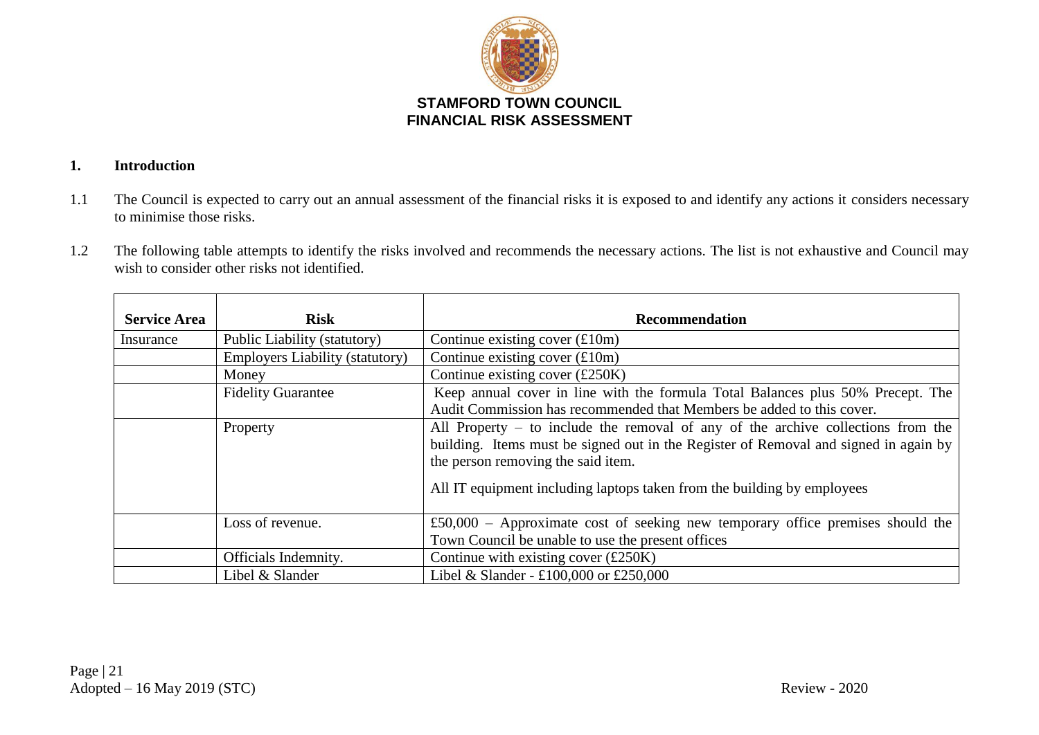**STAMFORD TOWN COUNCIL**
**FINANCIAL RISK ASSESSMENT**

## 1. Introduction

1.1 The Council is expected to carry out an annual assessment of the financial risks it is exposed to and identify any actions it considers necessary to minimise those risks.

1.2 The following table attempts to identify the risks involved and recommends the necessary actions. The list is not exhaustive and Council may wish to consider other risks not identified.

| Service Area | Risk | Recommendation |
|---|---|---|
| Insurance | Public Liability (statutory) | Continue existing cover (£10m) |
| | Employers Liability (statutory) | Continue existing cover (£10m) |
| | Money | Continue existing cover (£250K) |
| | Fidelity Guarantee | Keep annual cover in line with the formula Total Balances plus 50% Precept. The Audit Commission has recommended that Members be added to this cover. |
| | Property | All Property – to include the removal of any of the archive collections from the building. Items must be signed out in the Register of Removal and signed in again by the person removing the said item.<br><br>All IT equipment including laptops taken from the building by employees |
| | Loss of revenue. | £50,000 – Approximate cost of seeking new temporary office premises should the Town Council be unable to use the present offices |
| | Officials Indemnity. | Continue with existing cover (£250K) |
| | Libel & Slander | Libel & Slander - £100,000 or £250,000 |

Adopted – 16 May 2019 (STC)

Review - 2020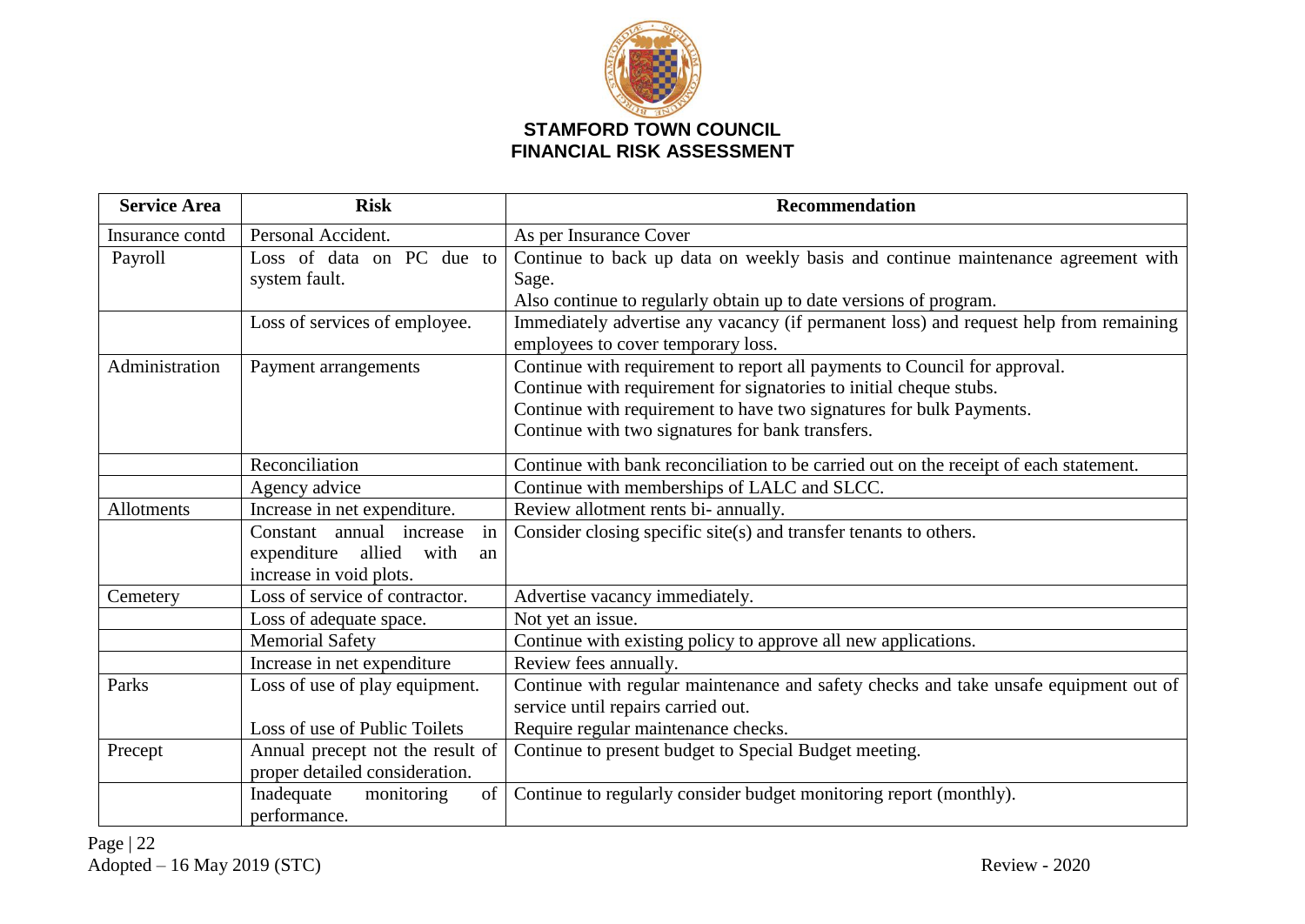**STAMFORD TOWN COUNCIL**
**FINANCIAL RISK ASSESSMENT**

| Service Area | Risk | Recommendation |
|---|---|---|
| Insurance contd | Personal Accident. | As per Insurance Cover |
| Payroll | Loss of data on PC due to system fault. | Continue to back up data on weekly basis and continue maintenance agreement with Sage.<br>Also continue to regularly obtain up to date versions of program. |
| | Loss of services of employee. | Immediately advertise any vacancy (if permanent loss) and request help from remaining employees to cover temporary loss. |
| Administration | Payment arrangements | Continue with requirement to report all payments to Council for approval.<br>Continue with requirement for signatories to initial cheque stubs.<br>Continue with requirement to have two signatures for bulk Payments.<br>Continue with two signatures for bank transfers. |
| | Reconciliation | Continue with bank reconciliation to be carried out on the receipt of each statement. |
| | Agency advice | Continue with memberships of LALC and SLCC. |
| Allotments | Increase in net expenditure. | Review allotment rents bi- annually. |
| | Constant annual increase in expenditure allied with an increase in void plots. | Consider closing specific site(s) and transfer tenants to others. |
| Cemetery | Loss of service of contractor. | Advertise vacancy immediately. |
| | Loss of adequate space. | Not yet an issue. |
| | Memorial Safety | Continue with existing policy to approve all new applications. |
| | Increase in net expenditure | Review fees annually. |
| Parks | Loss of use of play equipment.<br><br>Loss of use of Public Toilets | Continue with regular maintenance and safety checks and take unsafe equipment out of service until repairs carried out.<br>Require regular maintenance checks. |
| Precept | Annual precept not the result of proper detailed consideration. | Continue to present budget to Special Budget meeting. |
| | Inadequate monitoring of performance. | Continue to regularly consider budget monitoring report (monthly). |

Adopted – 16 May 2019 (STC) Review - 2020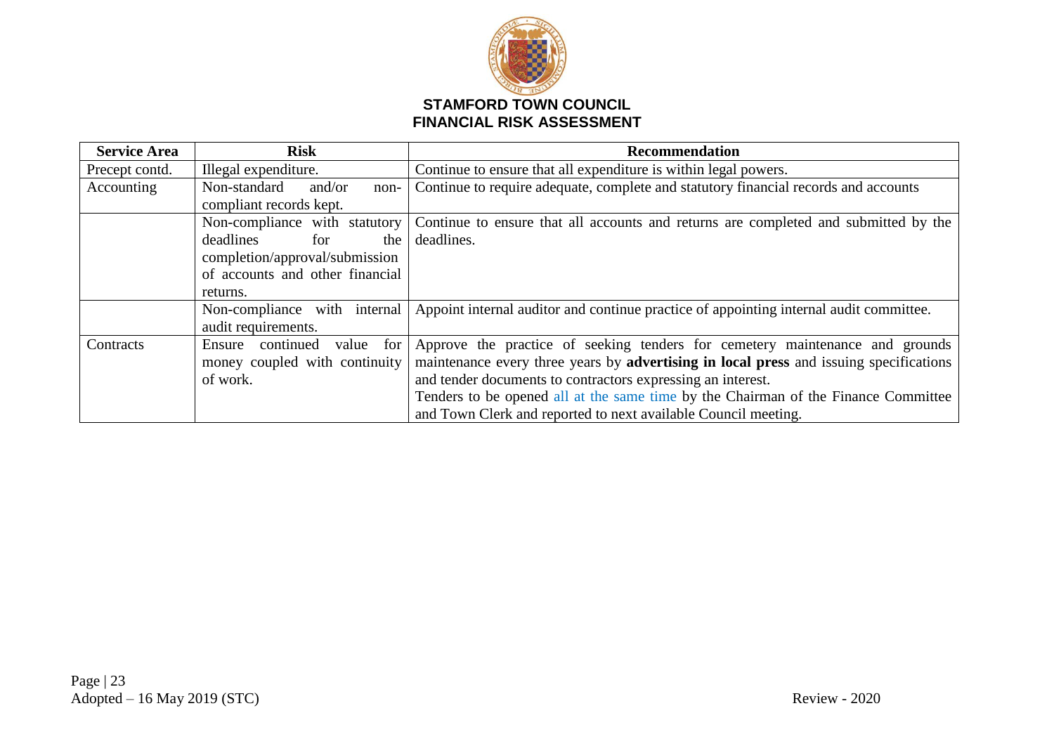**STAMFORD TOWN COUNCIL**
**FINANCIAL RISK ASSESSMENT**

| Service Area | Risk | Recommendation |
|---|---|---|
| Precept contd. | Illegal expenditure. | Continue to ensure that all expenditure is within legal powers. |
| Accounting | Non-standard and/or non-compliant records kept. | Continue to require adequate, complete and statutory financial records and accounts |
| | Non-compliance with statutory deadlines for the completion/approval/submission of accounts and other financial returns. | Continue to ensure that all accounts and returns are completed and submitted by the deadlines. |
| | Non-compliance with internal audit requirements. | Appoint internal auditor and continue practice of appointing internal audit committee. |
| Contracts | Ensure continued value for money coupled with continuity of work. | Approve the practice of seeking tenders for cemetery maintenance and grounds maintenance every three years by **advertising in local press** and issuing specifications and tender documents to contractors expressing an interest.<br>Tenders to be opened all at the same time by the Chairman of the Finance Committee and Town Clerk and reported to next available Council meeting. |

Adopted – 16 May 2019 (STC) Review - 2020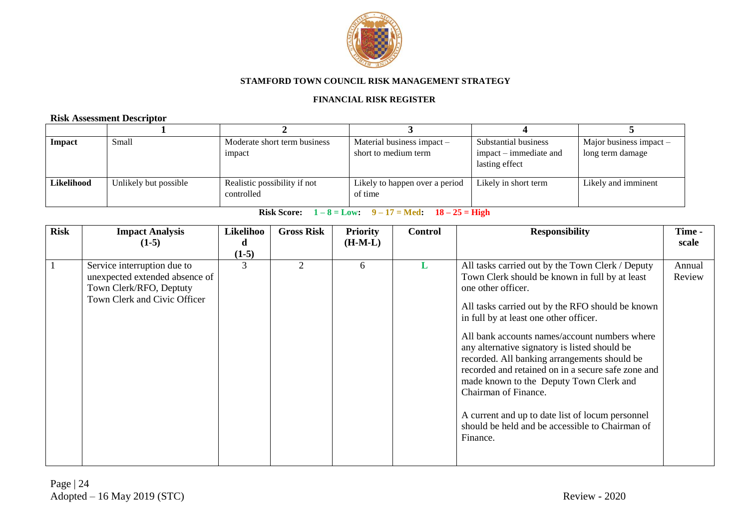**STAMFORD TOWN COUNCIL RISK MANAGEMENT STRATEGY**

**FINANCIAL RISK REGISTER**

**Risk Assessment Descriptor**

| | **1** | **2** | **3** | **4** | **5** |
|---|---|---|---|---|---|
| **Impact** | Small | Moderate short term business impact | Material business impact – short to medium term | Substantial business impact – immediate and lasting effect | Major business impact – long term damage |
| **Likelihood** | Unlikely but possible | Realistic possibility if not controlled | Likely to happen over a period of time | Likely in short term | Likely and imminent |

**Risk Score: 1 – 8 = Low: 9 – 17 = Med: 18 – 25 = High**

| **Risk** | **Impact Analysis (1-5)** | **Likelihood (1-5)** | **Gross Risk** | **Priority (H-M-L)** | **Control** | **Responsibility** | **Time - scale** |
|---|---|---|---|---|---|---|---|
| 1 | Service interruption due to unexpected extended absence of Town Clerk/RFO, Deptuty Town Clerk and Civic Officer | 3 | 2 | 6 | L | All tasks carried out by the Town Clerk / Deputy Town Clerk should be known in full by at least one other officer.<br><br>All tasks carried out by the RFO should be known in full by at least one other officer.<br><br>All bank accounts names/account numbers where any alternative signatory is listed should be recorded. All banking arrangements should be recorded and retained on in a secure safe zone and made known to the Deputy Town Clerk and Chairman of Finance.<br><br>A current and up to date list of locum personnel should be held and be accessible to Chairman of Finance. | Annual Review |

Adopted – 16 May 2019 (STC)

Review - 2020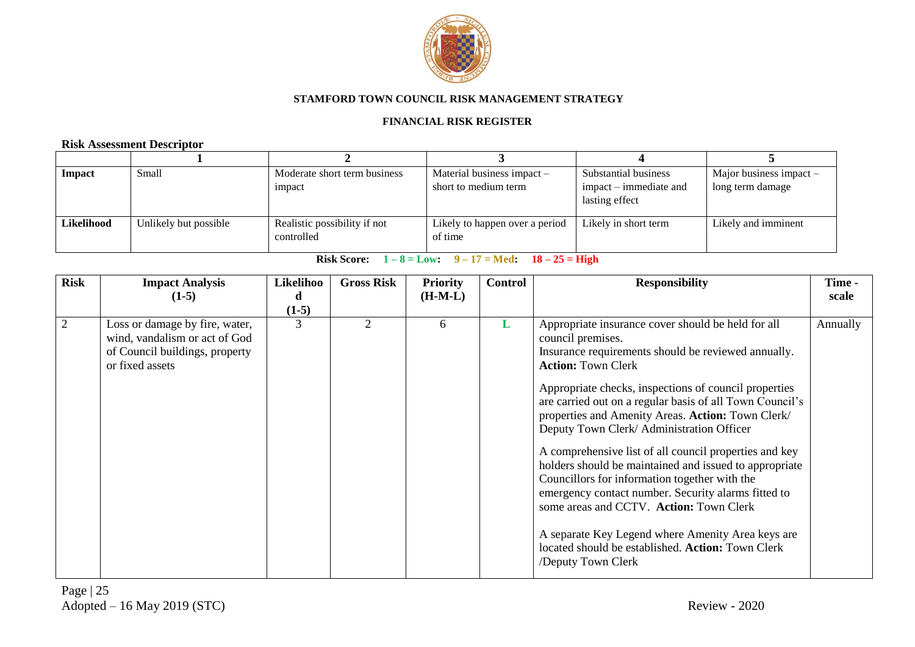**STAMFORD TOWN COUNCIL RISK MANAGEMENT STRATEGY**

**FINANCIAL RISK REGISTER**

**Risk Assessment Descriptor**

| | **1** | **2** | **3** | **4** | **5** |
|---|---|---|---|---|---|
| **Impact** | Small | Moderate short term business impact | Material business impact – short to medium term | Substantial business impact – immediate and lasting effect | Major business impact – long term damage |
| **Likelihood** | Unlikely but possible | Realistic possibility if not controlled | Likely to happen over a period of time | Likely in short term | Likely and imminent |

**Risk Score: 1 – 8 = Low: 9 – 17 = Med: 18 – 25 = High**

| **Risk** | **Impact Analysis (1-5)** | **Likelihood (1-5)** | **Gross Risk** | **Priority (H-M-L)** | **Control** | **Responsibility** | **Time - scale** |
|---|---|---|---|---|---|---|---|
| 2 | Loss or damage by fire, water, wind, vandalism or act of God of Council buildings, property or fixed assets | 3 | 2 | 6 | L | Appropriate insurance cover should be held for all council premises. Insurance requirements should be reviewed annually. **Action:** Town Clerk<br><br>Appropriate checks, inspections of council properties are carried out on a regular basis of all Town Council's properties and Amenity Areas. **Action:** Town Clerk/ Deputy Town Clerk/ Administration Officer<br><br>A comprehensive list of all council properties and key holders should be maintained and issued to appropriate Councillors for information together with the emergency contact number. Security alarms fitted to some areas and CCTV. **Action:** Town Clerk<br><br>A separate Key Legend where Amenity Area keys are located should be established. **Action:** Town Clerk /Deputy Town Clerk | Annually |

Adopted – 16 May 2019 (STC) Review - 2020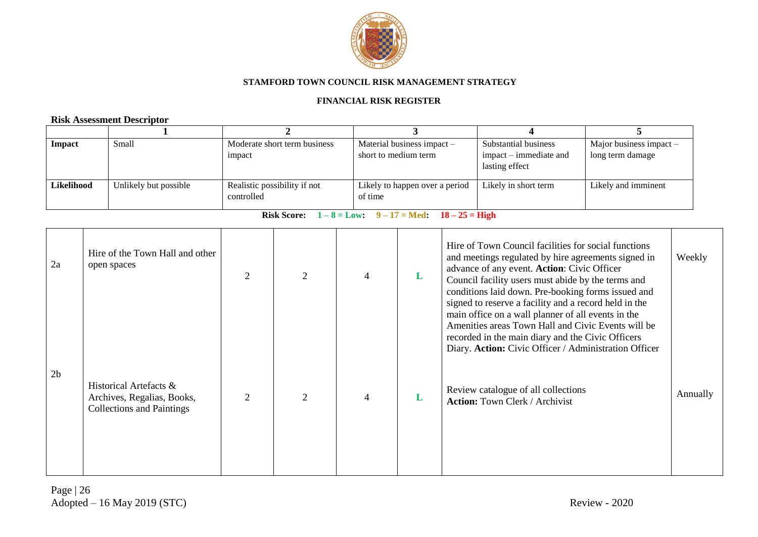**STAMFORD TOWN COUNCIL RISK MANAGEMENT STRATEGY**

**FINANCIAL RISK REGISTER**

**Risk Assessment Descriptor**

| | 1 | 2 | 3 | 4 | 5 |
|---|---|---|---|---|---|
| **Impact** | Small | Moderate short term business impact | Material business impact – short to medium term | Substantial business impact – immediate and lasting effect | Major business impact – long term damage |
| **Likelihood** | Unlikely but possible | Realistic possibility if not controlled | Likely to happen over a period of time | Likely in short term | Likely and imminent |

**Risk Score: 1 – 8 = Low: 9 – 17 = Med: 18 – 25 = High**

| | | | | | | | |
|---|---|---|---|---|---|---|---|
| 2a | Hire of the Town Hall and other open spaces | 2 | 2 | 4 | L | Hire of Town Council facilities for social functions and meetings regulated by hire agreements signed in advance of any event. **Action**: Civic Officer Council facility users must abide by the terms and conditions laid down. Pre-booking forms issued and signed to reserve a facility and a record held in the main office on a wall planner of all events in the Amenities areas Town Hall and Civic Events will be recorded in the main diary and the Civic Officers Diary. **Action:** Civic Officer / Administration Officer | Weekly |
| 2b | Historical Artefacts & Archives, Regalias, Books, Collections and Paintings | 2 | 2 | 4 | L | Review catalogue of all collections **Action:** Town Clerk / Archivist | Annually |

Adopted – 16 May 2019 (STC)

Review - 2020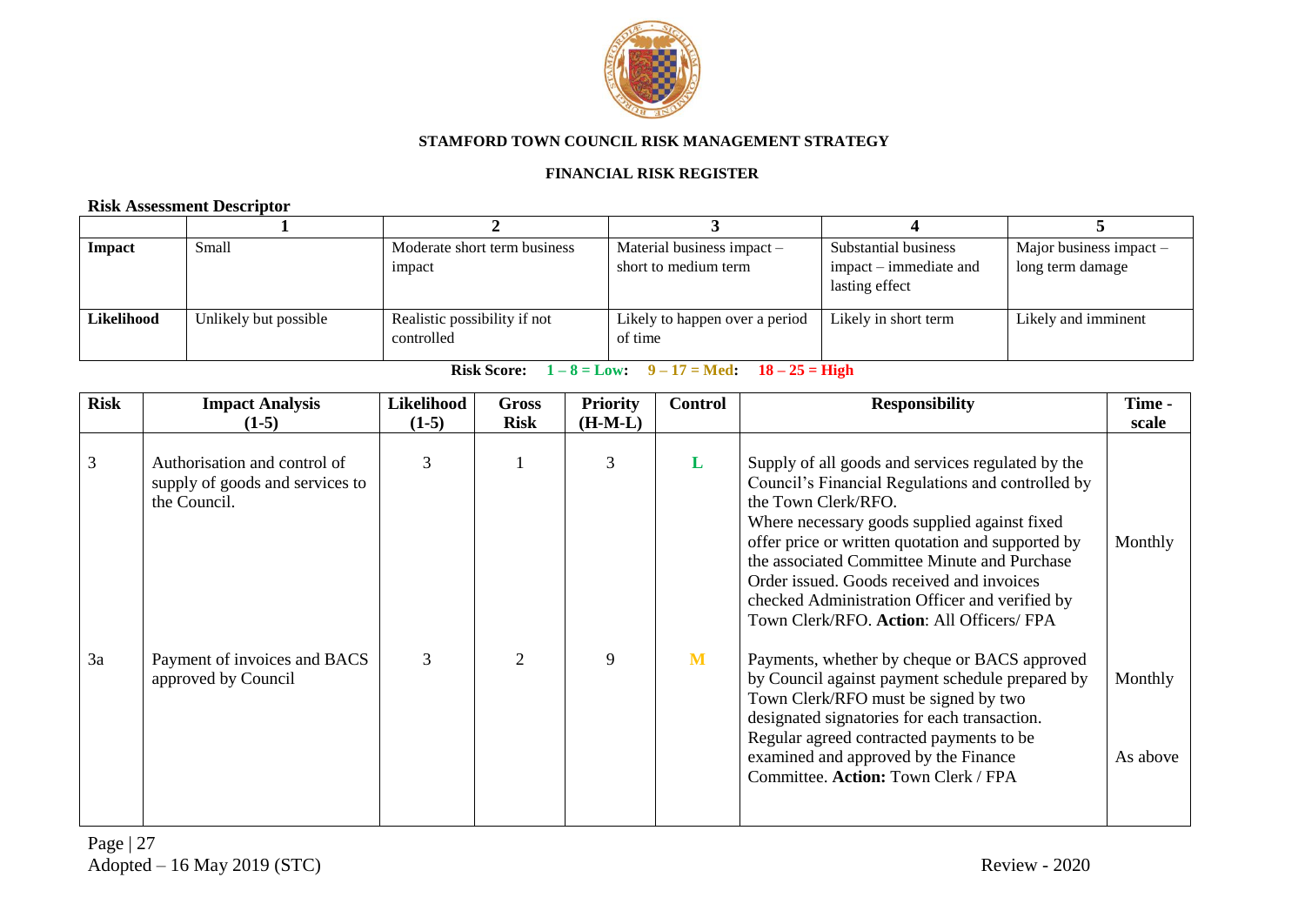**STAMFORD TOWN COUNCIL RISK MANAGEMENT STRATEGY**

**FINANCIAL RISK REGISTER**

**Risk Assessment Descriptor**

| | 1 | 2 | 3 | 4 | 5 |
|---|---|---|---|---|---|
| **Impact** | Small | Moderate short term business impact | Material business impact – short to medium term | Substantial business impact – immediate and lasting effect | Major business impact – long term damage |
| **Likelihood** | Unlikely but possible | Realistic possibility if not controlled | Likely to happen over a period of time | Likely in short term | Likely and imminent |

**Risk Score: 1 – 8 = Low: 9 – 17 = Med: 18 – 25 = High**

| Risk | Impact Analysis (1-5) | Likelihood (1-5) | Gross Risk | Priority (H-M-L) | Control | Responsibility | Time - scale |
|---|---|---|---|---|---|---|---|
| 3 | Authorisation and control of supply of goods and services to the Council. | 3 | 1 | 3 | L | Supply of all goods and services regulated by the Council's Financial Regulations and controlled by the Town Clerk/RFO. Where necessary goods supplied against fixed offer price or written quotation and supported by the associated Committee Minute and Purchase Order issued. Goods received and invoices checked Administration Officer and verified by Town Clerk/RFO. **Action**: All Officers/ FPA | Monthly |
| 3a | Payment of invoices and BACS approved by Council | 3 | 2 | 9 | M | Payments, whether by cheque or BACS approved by Council against payment schedule prepared by Town Clerk/RFO must be signed by two designated signatories for each transaction. Regular agreed contracted payments to be examined and approved by the Finance Committee. **Action:** Town Clerk / FPA | Monthly<br><br>As above |

Adopted – 16 May 2019 (STC) Review - 2020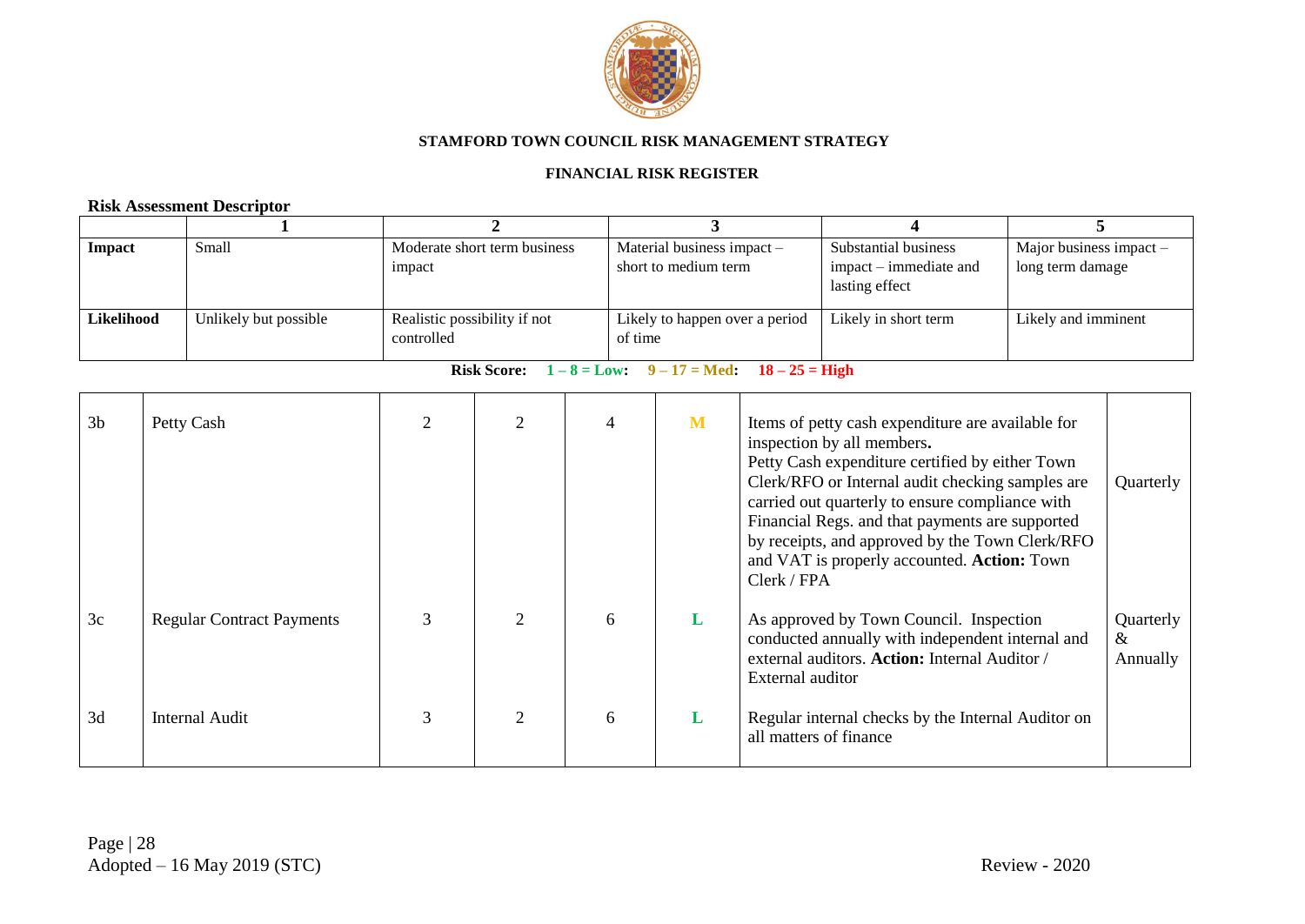**STAMFORD TOWN COUNCIL RISK MANAGEMENT STRATEGY**

**FINANCIAL RISK REGISTER**

**Risk Assessment Descriptor**

| | 1 | 2 | 3 | 4 | 5 |
|---|---|---|---|---|---|
| **Impact** | Small | Moderate short term business impact | Material business impact – short to medium term | Substantial business impact – immediate and lasting effect | Major business impact – long term damage |
| **Likelihood** | Unlikely but possible | Realistic possibility if not controlled | Likely to happen over a period of time | Likely in short term | Likely and imminent |

**Risk Score: 1 – 8 = Low: 9 – 17 = Med: 18 – 25 = High**

| | | | | | | | |
|---|---|---|---|---|---|---|---|
| 3b | Petty Cash | 2 | 2 | 4 | M | Items of petty cash expenditure are available for inspection by all members**.** Petty Cash expenditure certified by either Town Clerk/RFO or Internal audit checking samples are carried out quarterly to ensure compliance with Financial Regs. and that payments are supported by receipts, and approved by the Town Clerk/RFO and VAT is properly accounted. **Action:** Town Clerk / FPA | Quarterly |
| 3c | Regular Contract Payments | 3 | 2 | 6 | L | As approved by Town Council. Inspection conducted annually with independent internal and external auditors. **Action:** Internal Auditor / External auditor | Quarterly & Annually |
| 3d | Internal Audit | 3 | 2 | 6 | L | Regular internal checks by the Internal Auditor on all matters of finance | |

Adopted – 16 May 2019 (STC) Review - 2020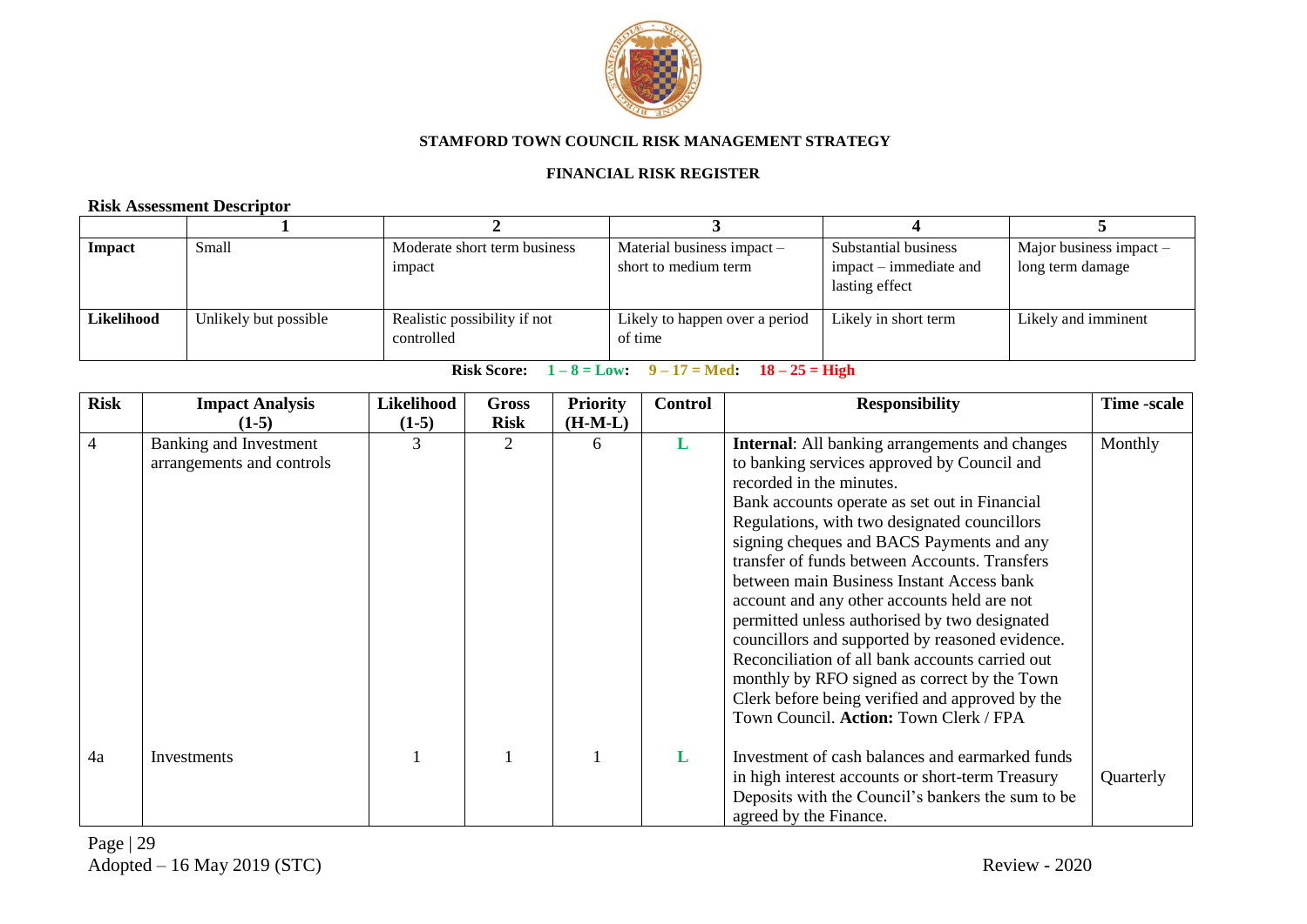**STAMFORD TOWN COUNCIL RISK MANAGEMENT STRATEGY**

**FINANCIAL RISK REGISTER**

**Risk Assessment Descriptor**

| | 1 | 2 | 3 | 4 | 5 |
|---|---|---|---|---|---|
| **Impact** | Small | Moderate short term business impact | Material business impact – short to medium term | Substantial business impact – immediate and lasting effect | Major business impact – long term damage |
| **Likelihood** | Unlikely but possible | Realistic possibility if not controlled | Likely to happen over a period of time | Likely in short term | Likely and imminent |

**Risk Score: 1 – 8 = Low: 9 – 17 = Med: 18 – 25 = High**

| Risk | Impact Analysis (1-5) | Likelihood (1-5) | Gross Risk | Priority (H-M-L) | Control | Responsibility | Time -scale |
|---|---|---|---|---|---|---|---|
| 4 | Banking and Investment arrangements and controls | 3 | 2 | 6 | L | **Internal**: All banking arrangements and changes to banking services approved by Council and recorded in the minutes. Bank accounts operate as set out in Financial Regulations, with two designated councillors signing cheques and BACS Payments and any transfer of funds between Accounts. Transfers between main Business Instant Access bank account and any other accounts held are not permitted unless authorised by two designated councillors and supported by reasoned evidence. Reconciliation of all bank accounts carried out monthly by RFO signed as correct by the Town Clerk before being verified and approved by the Town Council. **Action:** Town Clerk / FPA | Monthly |
| 4a | Investments | 1 | 1 | 1 | L | Investment of cash balances and earmarked funds in high interest accounts or short-term Treasury Deposits with the Council's bankers the sum to be agreed by the Finance. | Quarterly |

Adopted – 16 May 2019 (STC) Review - 2020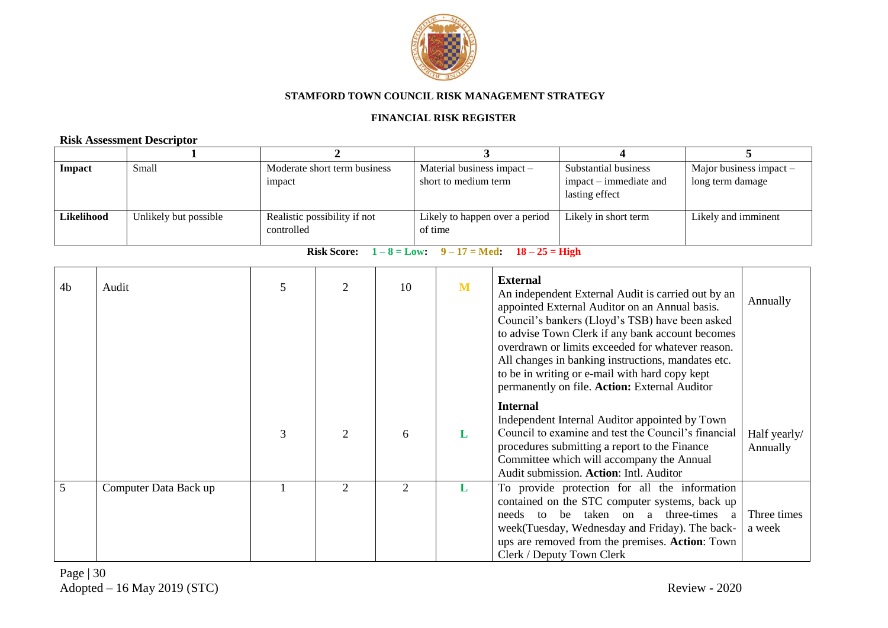**STAMFORD TOWN COUNCIL RISK MANAGEMENT STRATEGY**

**FINANCIAL RISK REGISTER**

**Risk Assessment Descriptor**

| | 1 | 2 | 3 | 4 | 5 |
|---|---|---|---|---|---|
| **Impact** | Small | Moderate short term business impact | Material business impact – short to medium term | Substantial business impact – immediate and lasting effect | Major business impact – long term damage |
| **Likelihood** | Unlikely but possible | Realistic possibility if not controlled | Likely to happen over a period of time | Likely in short term | Likely and imminent |

**Risk Score: 1 – 8 = Low: 9 – 17 = Med: 18 – 25 = High**

| | | | | | | | |
|---|---|---|---|---|---|---|---|
| 4b | Audit | 5 | 2 | 10 | M | **External**<br>An independent External Audit is carried out by an appointed External Auditor on an Annual basis. Council's bankers (Lloyd's TSB) have been asked to advise Town Clerk if any bank account becomes overdrawn or limits exceeded for whatever reason. All changes in banking instructions, mandates etc. to be in writing or e-mail with hard copy kept permanently on file. **Action:** External Auditor | Annually |
| | | 3 | 2 | 6 | L | **Internal**<br>Independent Internal Auditor appointed by Town Council to examine and test the Council's financial procedures submitting a report to the Finance Committee which will accompany the Annual Audit submission. **Action**: Intl. Auditor | Half yearly/ Annually |
| 5 | Computer Data Back up | 1 | 2 | 2 | L | To provide protection for all the information contained on the STC computer systems, back up needs to be taken on a three-times a week(Tuesday, Wednesday and Friday). The back-ups are removed from the premises. **Action**: Town Clerk / Deputy Town Clerk | Three times a week |

Adopted – 16 May 2019 (STC)

Review - 2020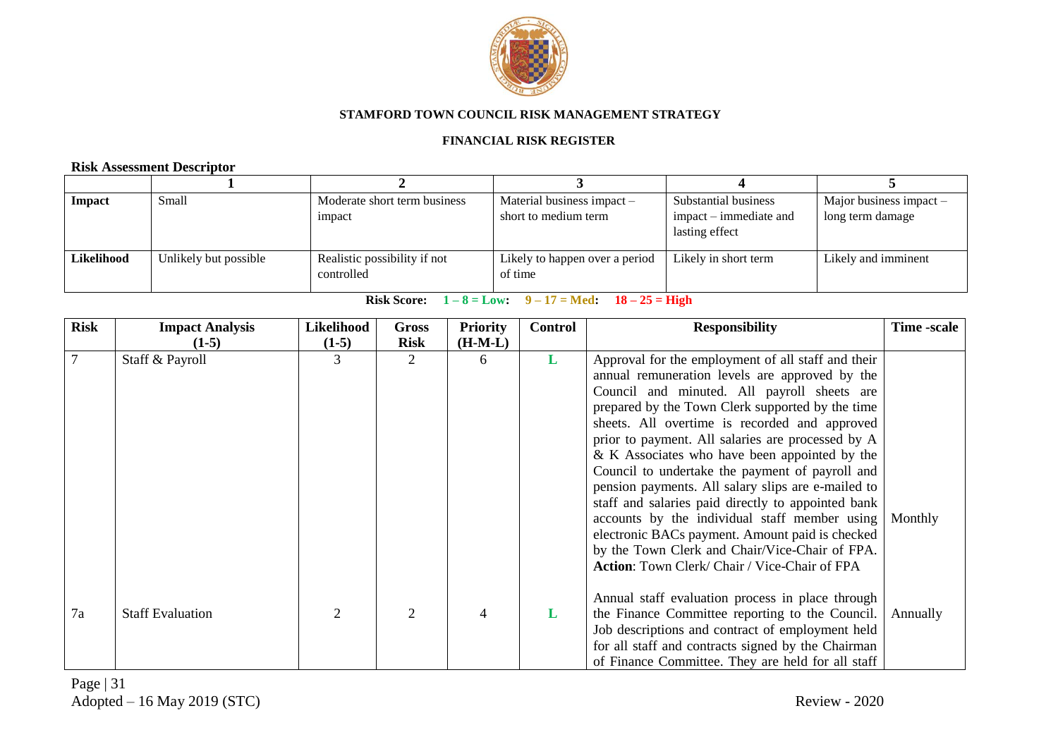**STAMFORD TOWN COUNCIL RISK MANAGEMENT STRATEGY**

**FINANCIAL RISK REGISTER**

**Risk Assessment Descriptor**

| | **1** | **2** | **3** | **4** | **5** |
|---|---|---|---|---|---|
| **Impact** | Small | Moderate short term business impact | Material business impact – short to medium term | Substantial business impact – immediate and lasting effect | Major business impact – long term damage |
| **Likelihood** | Unlikely but possible | Realistic possibility if not controlled | Likely to happen over a period of time | Likely in short term | Likely and imminent |

**Risk Score: 1 – 8 = Low: 9 – 17 = Med: 18 – 25 = High**

| **Risk** | **Impact Analysis (1-5)** | **Likelihood (1-5)** | **Gross Risk** | **Priority (H-M-L)** | **Control** | **Responsibility** | **Time -scale** |
|---|---|---|---|---|---|---|---|
| 7 | Staff & Payroll | 3 | 2 | 6 | L | Approval for the employment of all staff and their annual remuneration levels are approved by the Council and minuted. All payroll sheets are prepared by the Town Clerk supported by the time sheets. All overtime is recorded and approved prior to payment. All salaries are processed by A & K Associates who have been appointed by the Council to undertake the payment of payroll and pension payments. All salary slips are e-mailed to staff and salaries paid directly to appointed bank accounts by the individual staff member using electronic BACs payment. Amount paid is checked by the Town Clerk and Chair/Vice-Chair of FPA. **Action**: Town Clerk/ Chair / Vice-Chair of FPA | Monthly |
| 7a | Staff Evaluation | 2 | 2 | 4 | L | Annual staff evaluation process in place through the Finance Committee reporting to the Council. Job descriptions and contract of employment held for all staff and contracts signed by the Chairman of Finance Committee. They are held for all staff | Annually |

Adopted – 16 May 2019 (STC)

Review - 2020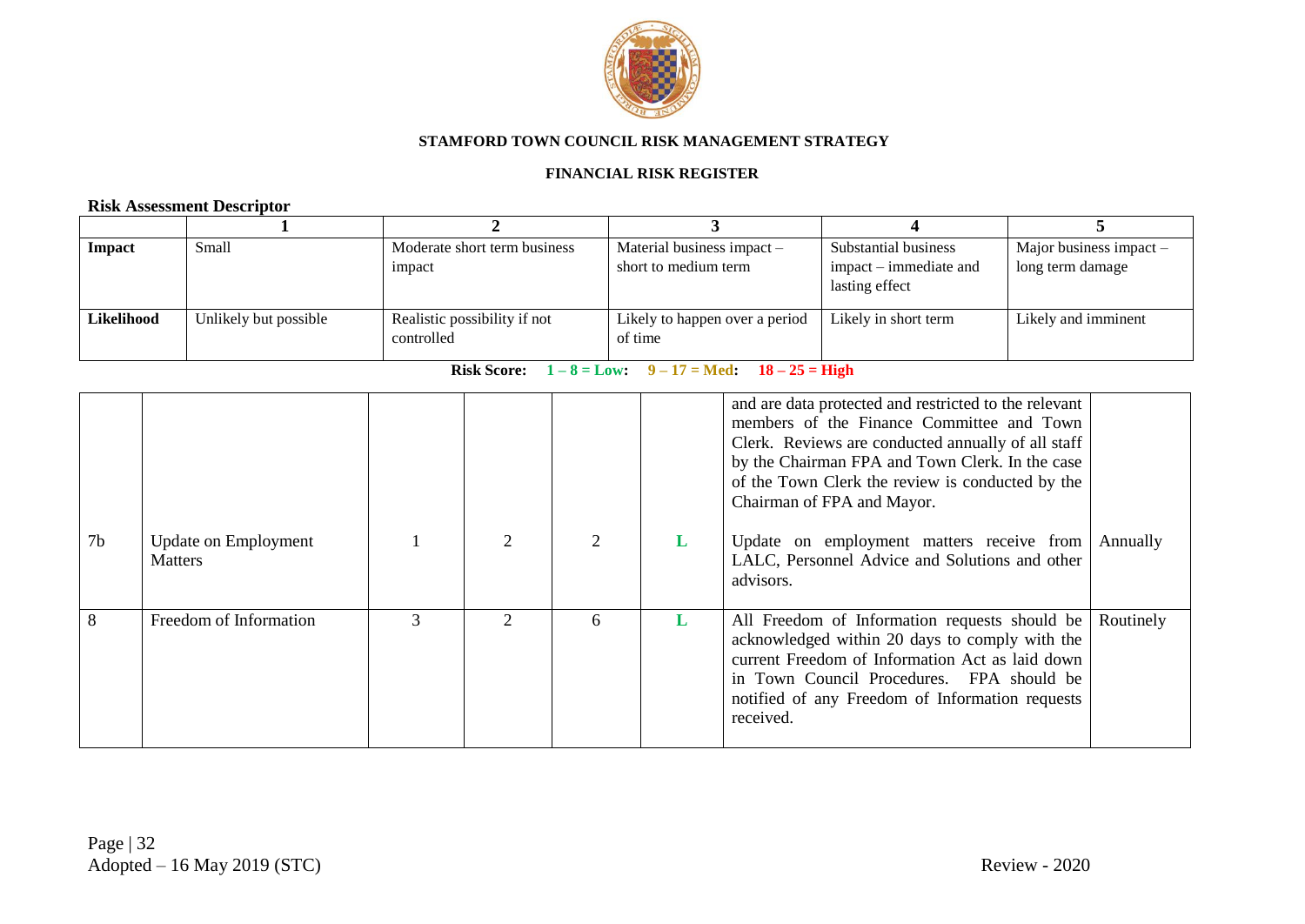**STAMFORD TOWN COUNCIL RISK MANAGEMENT STRATEGY**

**FINANCIAL RISK REGISTER**

**Risk Assessment Descriptor**

| | 1 | 2 | 3 | 4 | 5 |
|---|---|---|---|---|---|
| **Impact** | Small | Moderate short term business impact | Material business impact – short to medium term | Substantial business impact – immediate and lasting effect | Major business impact – long term damage |
| **Likelihood** | Unlikely but possible | Realistic possibility if not controlled | Likely to happen over a period of time | Likely in short term | Likely and imminent |

**Risk Score: 1 – 8 = Low: 9 – 17 = Med: 18 – 25 = High**

| | | | | | | | |
|---|---|---|---|---|---|---|---|
| | | | | | | and are data protected and restricted to the relevant members of the Finance Committee and Town Clerk. Reviews are conducted annually of all staff by the Chairman FPA and Town Clerk. In the case of the Town Clerk the review is conducted by the Chairman of FPA and Mayor. | |
| 7b | Update on Employment Matters | 1 | 2 | 2 | L | Update on employment matters receive from LALC, Personnel Advice and Solutions and other advisors. | Annually |
| 8 | Freedom of Information | 3 | 2 | 6 | L | All Freedom of Information requests should be acknowledged within 20 days to comply with the current Freedom of Information Act as laid down in Town Council Procedures. FPA should be notified of any Freedom of Information requests received. | Routinely |

Adopted – 16 May 2019 (STC)

Review - 2020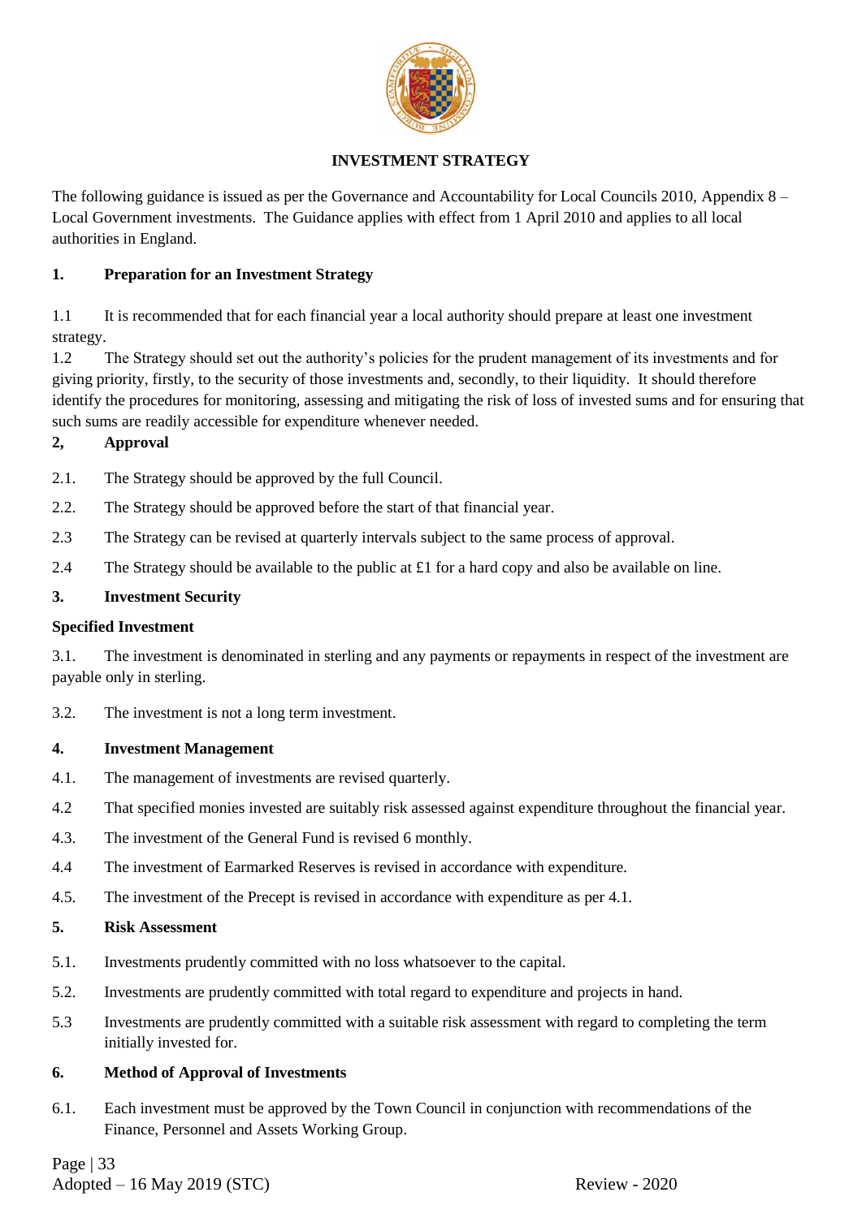**INVESTMENT STRATEGY**

The following guidance is issued as per the Governance and Accountability for Local Councils 2010, Appendix 8 – Local Government investments. The Guidance applies with effect from 1 April 2010 and applies to all local authorities in England.

**1. Preparation for an Investment Strategy**

1.1 It is recommended that for each financial year a local authority should prepare at least one investment strategy.

1.2 The Strategy should set out the authority's policies for the prudent management of its investments and for giving priority, firstly, to the security of those investments and, secondly, to their liquidity. It should therefore identify the procedures for monitoring, assessing and mitigating the risk of loss of invested sums and for ensuring that such sums are readily accessible for expenditure whenever needed.

**2, Approval**

2.1. The Strategy should be approved by the full Council.

2.2. The Strategy should be approved before the start of that financial year.

2.3 The Strategy can be revised at quarterly intervals subject to the same process of approval.

2.4 The Strategy should be available to the public at £1 for a hard copy and also be available on line.

**3. Investment Security**

**Specified Investment**

3.1. The investment is denominated in sterling and any payments or repayments in respect of the investment are payable only in sterling.

3.2. The investment is not a long term investment.

**4. Investment Management**

4.1. The management of investments are revised quarterly.

4.2 That specified monies invested are suitably risk assessed against expenditure throughout the financial year.

4.3. The investment of the General Fund is revised 6 monthly.

4.4 The investment of Earmarked Reserves is revised in accordance with expenditure.

4.5. The investment of the Precept is revised in accordance with expenditure as per 4.1.

**5. Risk Assessment**

5.1. Investments prudently committed with no loss whatsoever to the capital.

5.2. Investments are prudently committed with total regard to expenditure and projects in hand.

5.3 Investments are prudently committed with a suitable risk assessment with regard to completing the term initially invested for.

**6. Method of Approval of Investments**

6.1. Each investment must be approved by the Town Council in conjunction with recommendations of the Finance, Personnel and Assets Working Group.

Adopted – 16 May 2019 (STC) Review - 2020